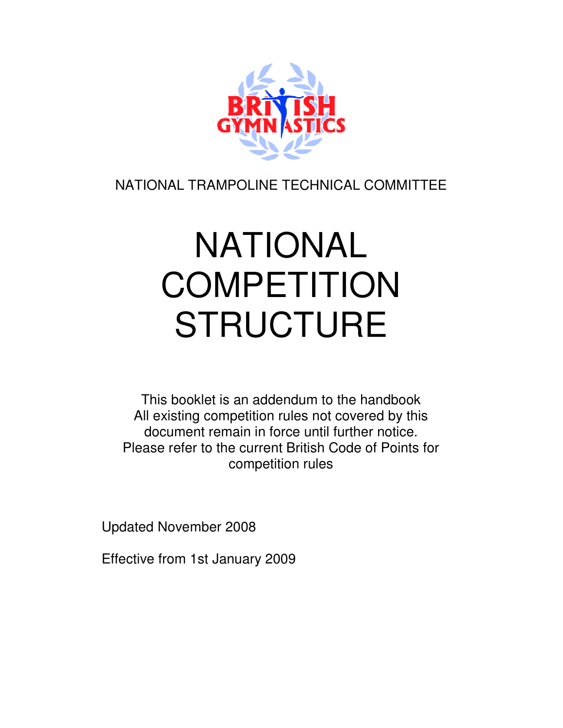NATIONAL TRAMPOLINE TECHNICAL COMMITTEE

# NATIONAL COMPETITION STRUCTURE

This booklet is an addendum to the handbook
All existing competition rules not covered by this document remain in force until further notice.
Please refer to the current British Code of Points for competition rules

Updated November 2008

Effective from 1st January 2009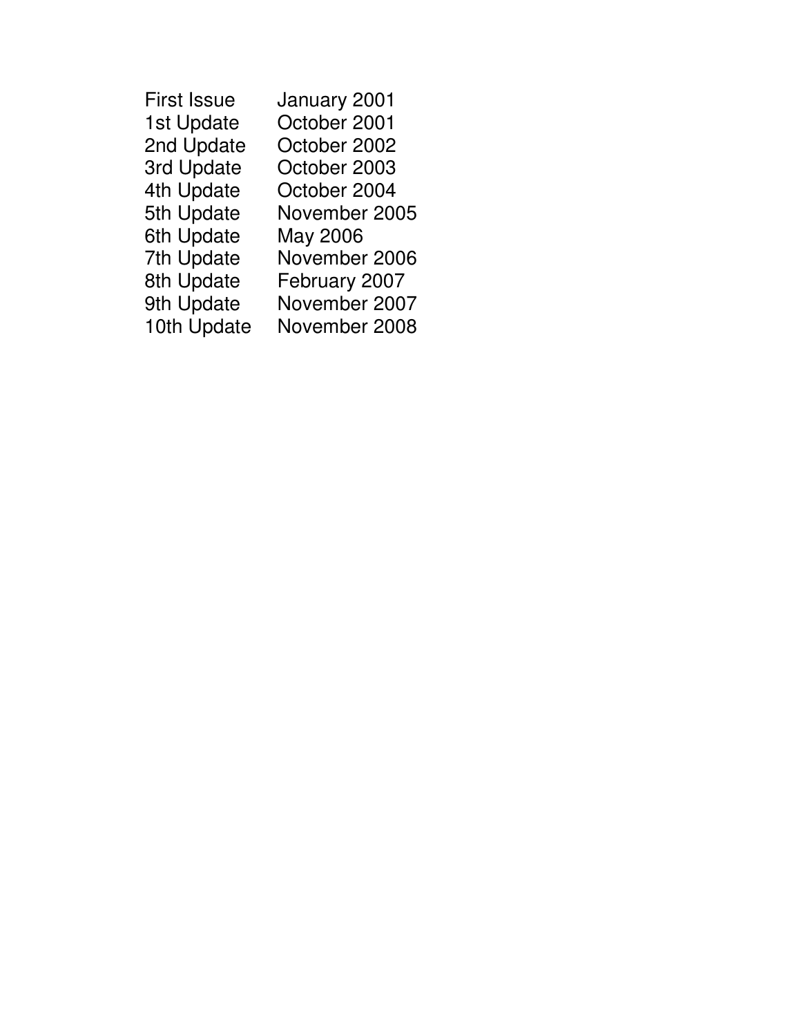| | |
|---|---|
| First Issue | January 2001 |
| 1st Update | October 2001 |
| 2nd Update | October 2002 |
| 3rd Update | October 2003 |
| 4th Update | October 2004 |
| 5th Update | November 2005 |
| 6th Update | May 2006 |
| 7th Update | November 2006 |
| 8th Update | February 2007 |
| 9th Update | November 2007 |
| 10th Update | November 2008 |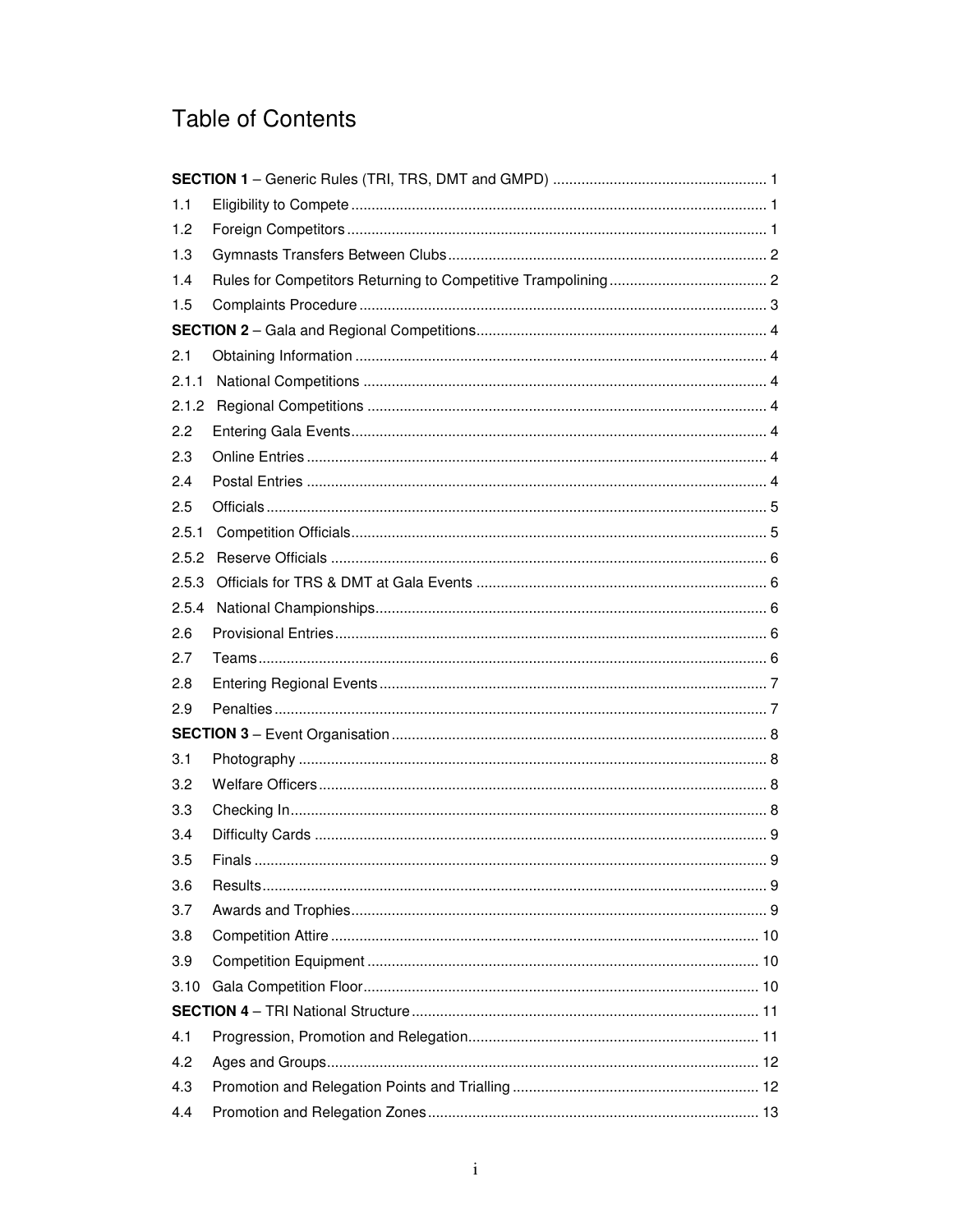# Table of Contents

**SECTION 1** – Generic Rules (TRI, TRS, DMT and GMPD) ..... 1

1.1 Eligibility to Compete ..... 1

1.2 Foreign Competitors ..... 1

1.3 Gymnasts Transfers Between Clubs ..... 2

1.4 Rules for Competitors Returning to Competitive Trampolining ..... 2

1.5 Complaints Procedure ..... 3

**SECTION 2** – Gala and Regional Competitions ..... 4

2.1 Obtaining Information ..... 4

2.1.1 National Competitions ..... 4

2.1.2 Regional Competitions ..... 4

2.2 Entering Gala Events ..... 4

2.3 Online Entries ..... 4

2.4 Postal Entries ..... 4

2.5 Officials ..... 5

2.5.1 Competition Officials ..... 5

2.5.2 Reserve Officials ..... 6

2.5.3 Officials for TRS & DMT at Gala Events ..... 6

2.5.4 National Championships ..... 6

2.6 Provisional Entries ..... 6

2.7 Teams ..... 6

2.8 Entering Regional Events ..... 7

2.9 Penalties ..... 7

**SECTION 3** – Event Organisation ..... 8

3.1 Photography ..... 8

3.2 Welfare Officers ..... 8

3.3 Checking In ..... 8

3.4 Difficulty Cards ..... 9

3.5 Finals ..... 9

3.6 Results ..... 9

3.7 Awards and Trophies ..... 9

3.8 Competition Attire ..... 10

3.9 Competition Equipment ..... 10

3.10 Gala Competition Floor ..... 10

**SECTION 4** – TRI National Structure ..... 11

4.1 Progression, Promotion and Relegation ..... 11

4.2 Ages and Groups ..... 12

4.3 Promotion and Relegation Points and Trialling ..... 12

4.4 Promotion and Relegation Zones ..... 13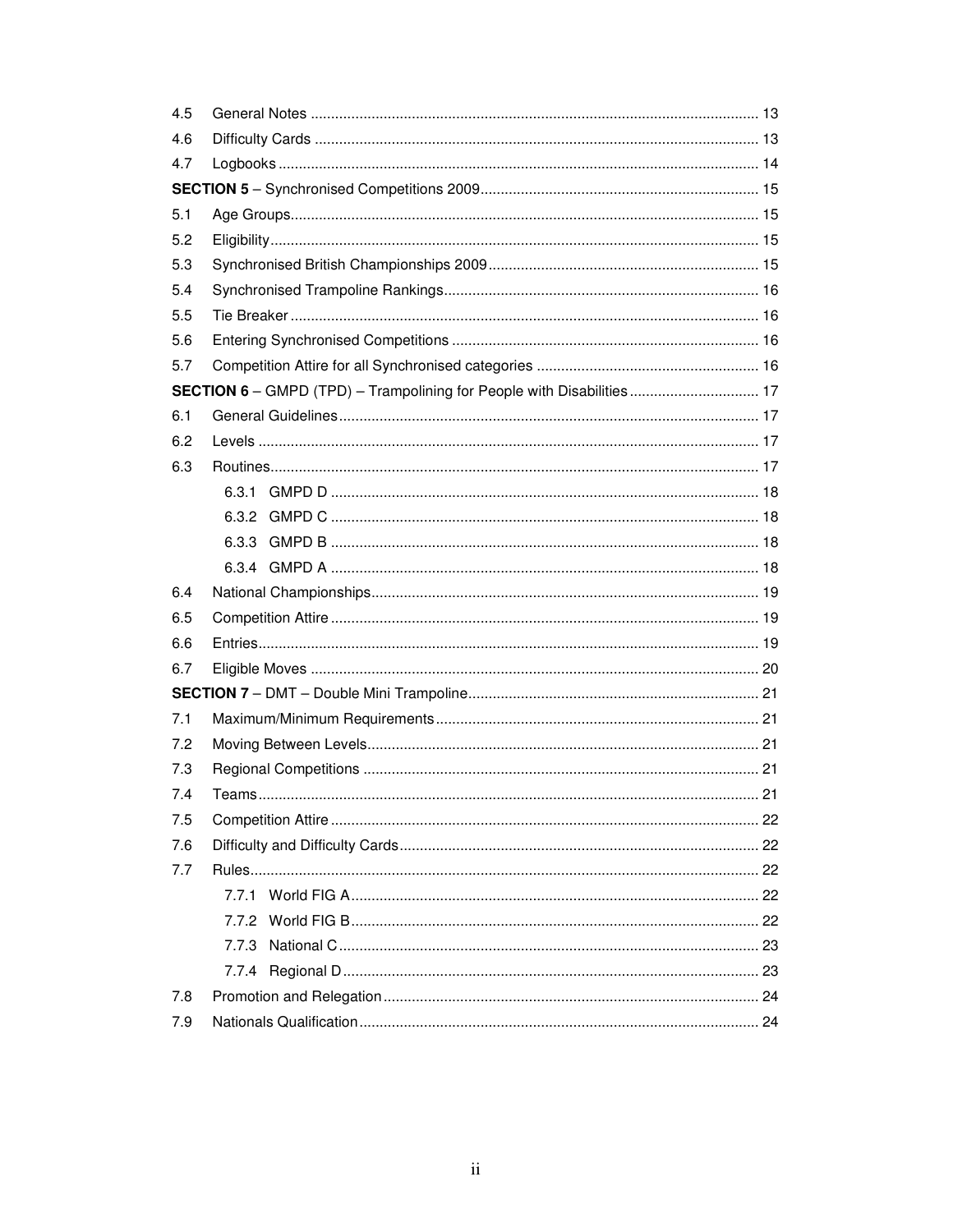| | | |
|---|---|---|
| 4.5 | General Notes | 13 |
| 4.6 | Difficulty Cards | 13 |
| 4.7 | Logbooks | 14 |
| **SECTION 5** – Synchronised Competitions 2009 | | 15 |
| 5.1 | Age Groups | 15 |
| 5.2 | Eligibility | 15 |
| 5.3 | Synchronised British Championships 2009 | 15 |
| 5.4 | Synchronised Trampoline Rankings | 16 |
| 5.5 | Tie Breaker | 16 |
| 5.6 | Entering Synchronised Competitions | 16 |
| 5.7 | Competition Attire for all Synchronised categories | 16 |
| **SECTION 6** – GMPD (TPD) – Trampolining for People with Disabilities | | 17 |
| 6.1 | General Guidelines | 17 |
| 6.2 | Levels | 17 |
| 6.3 | Routines | 17 |
| | 6.3.1 GMPD D | 18 |
| | 6.3.2 GMPD C | 18 |
| | 6.3.3 GMPD B | 18 |
| | 6.3.4 GMPD A | 18 |
| 6.4 | National Championships | 19 |
| 6.5 | Competition Attire | 19 |
| 6.6 | Entries | 19 |
| 6.7 | Eligible Moves | 20 |
| **SECTION 7** – DMT – Double Mini Trampoline | | 21 |
| 7.1 | Maximum/Minimum Requirements | 21 |
| 7.2 | Moving Between Levels | 21 |
| 7.3 | Regional Competitions | 21 |
| 7.4 | Teams | 21 |
| 7.5 | Competition Attire | 22 |
| 7.6 | Difficulty and Difficulty Cards | 22 |
| 7.7 | Rules | 22 |
| | 7.7.1 World FIG A | 22 |
| | 7.7.2 World FIG B | 22 |
| | 7.7.3 National C | 23 |
| | 7.7.4 Regional D | 23 |
| 7.8 | Promotion and Relegation | 24 |
| 7.9 | Nationals Qualification | 24 |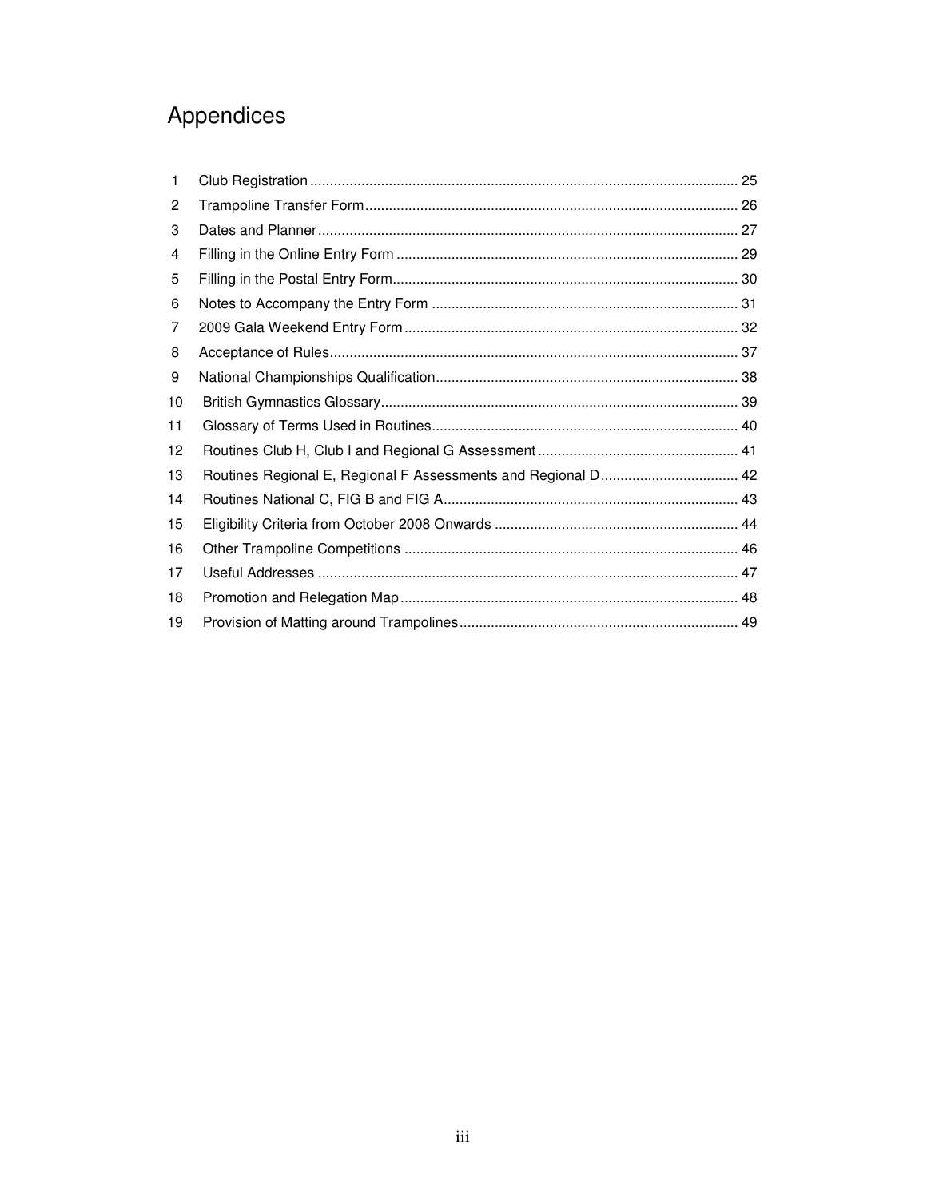# Appendices

| | | |
|---|---|---|
| 1 | Club Registration | 25 |
| 2 | Trampoline Transfer Form | 26 |
| 3 | Dates and Planner | 27 |
| 4 | Filling in the Online Entry Form | 29 |
| 5 | Filling in the Postal Entry Form | 30 |
| 6 | Notes to Accompany the Entry Form | 31 |
| 7 | 2009 Gala Weekend Entry Form | 32 |
| 8 | Acceptance of Rules | 37 |
| 9 | National Championships Qualification | 38 |
| 10 | British Gymnastics Glossary | 39 |
| 11 | Glossary of Terms Used in Routines | 40 |
| 12 | Routines Club H, Club I and Regional G Assessment | 41 |
| 13 | Routines Regional E, Regional F Assessments and Regional D | 42 |
| 14 | Routines National C, FIG B and FIG A | 43 |
| 15 | Eligibility Criteria from October 2008 Onwards | 44 |
| 16 | Other Trampoline Competitions | 46 |
| 17 | Useful Addresses | 47 |
| 18 | Promotion and Relegation Map | 48 |
| 19 | Provision of Matting around Trampolines | 49 |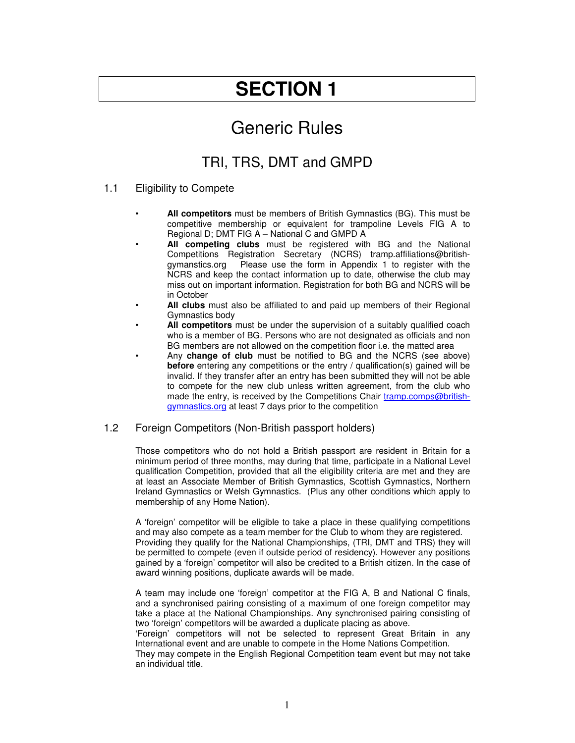# SECTION 1

## Generic Rules

### TRI, TRS, DMT and GMPD

1.1 Eligibility to Compete

- **All competitors** must be members of British Gymnastics (BG). This must be competitive membership or equivalent for trampoline Levels FIG A to Regional D; DMT FIG A – National C and GMPD A
- **All competing clubs** must be registered with BG and the National Competitions Registration Secretary (NCRS) tramp.affiliations@british-gymanstics.org Please use the form in Appendix 1 to register with the NCRS and keep the contact information up to date, otherwise the club may miss out on important information. Registration for both BG and NCRS will be in October
- **All clubs** must also be affiliated to and paid up members of their Regional Gymnastics body
- **All competitors** must be under the supervision of a suitably qualified coach who is a member of BG. Persons who are not designated as officials and non BG members are not allowed on the competition floor i.e. the matted area
- Any **change of club** must be notified to BG and the NCRS (see above) **before** entering any competitions or the entry / qualification(s) gained will be invalid. If they transfer after an entry has been submitted they will not be able to compete for the new club unless written agreement, from the club who made the entry, is received by the Competitions Chair tramp.comps@british-gymnastics.org at least 7 days prior to the competition

1.2 Foreign Competitors (Non-British passport holders)

Those competitors who do not hold a British passport are resident in Britain for a minimum period of three months, may during that time, participate in a National Level qualification Competition, provided that all the eligibility criteria are met and they are at least an Associate Member of British Gymnastics, Scottish Gymnastics, Northern Ireland Gymnastics or Welsh Gymnastics. (Plus any other conditions which apply to membership of any Home Nation).

A 'foreign' competitor will be eligible to take a place in these qualifying competitions and may also compete as a team member for the Club to whom they are registered. Providing they qualify for the National Championships, (TRI, DMT and TRS) they will be permitted to compete (even if outside period of residency). However any positions gained by a 'foreign' competitor will also be credited to a British citizen. In the case of award winning positions, duplicate awards will be made.

A team may include one 'foreign' competitor at the FIG A, B and National C finals, and a synchronised pairing consisting of a maximum of one foreign competitor may take a place at the National Championships. Any synchronised pairing consisting of two 'foreign' competitors will be awarded a duplicate placing as above.
'Foreign' competitors will not be selected to represent Great Britain in any International event and are unable to compete in the Home Nations Competition.
They may compete in the English Regional Competition team event but may not take an individual title.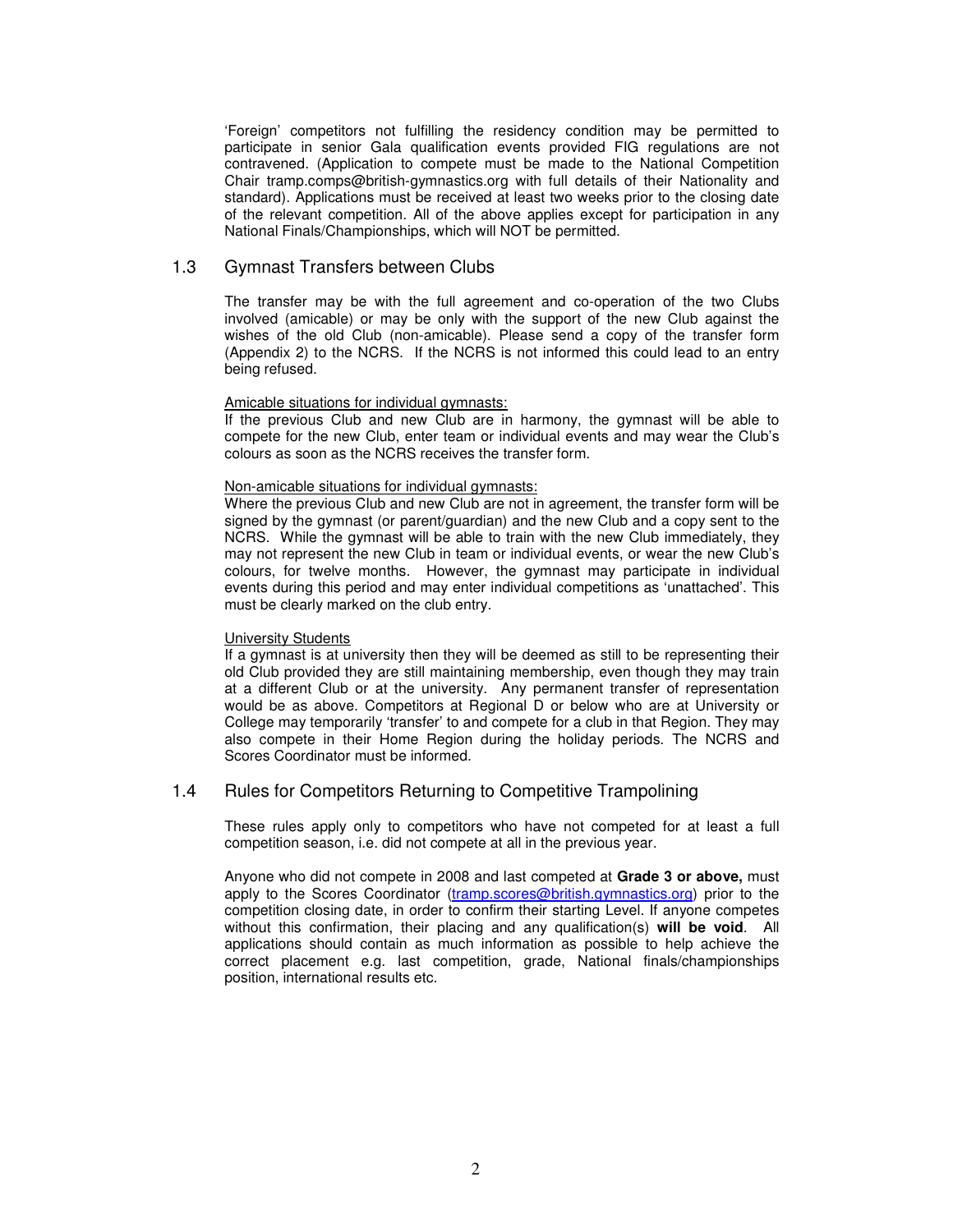'Foreign' competitors not fulfilling the residency condition may be permitted to participate in senior Gala qualification events provided FIG regulations are not contravened. (Application to compete must be made to the National Competition Chair tramp.comps@british-gymnastics.org with full details of their Nationality and standard). Applications must be received at least two weeks prior to the closing date of the relevant competition. All of the above applies except for participation in any National Finals/Championships, which will NOT be permitted.

## 1.3 Gymnast Transfers between Clubs

The transfer may be with the full agreement and co-operation of the two Clubs involved (amicable) or may be only with the support of the new Club against the wishes of the old Club (non-amicable). Please send a copy of the transfer form (Appendix 2) to the NCRS. If the NCRS is not informed this could lead to an entry being refused.

Amicable situations for individual gymnasts:

If the previous Club and new Club are in harmony, the gymnast will be able to compete for the new Club, enter team or individual events and may wear the Club's colours as soon as the NCRS receives the transfer form.

Non-amicable situations for individual gymnasts:

Where the previous Club and new Club are not in agreement, the transfer form will be signed by the gymnast (or parent/guardian) and the new Club and a copy sent to the NCRS. While the gymnast will be able to train with the new Club immediately, they may not represent the new Club in team or individual events, or wear the new Club's colours, for twelve months. However, the gymnast may participate in individual events during this period and may enter individual competitions as 'unattached'. This must be clearly marked on the club entry.

University Students

If a gymnast is at university then they will be deemed as still to be representing their old Club provided they are still maintaining membership, even though they may train at a different Club or at the university. Any permanent transfer of representation would be as above. Competitors at Regional D or below who are at University or College may temporarily 'transfer' to and compete for a club in that Region. They may also compete in their Home Region during the holiday periods. The NCRS and Scores Coordinator must be informed.

## 1.4 Rules for Competitors Returning to Competitive Trampolining

These rules apply only to competitors who have not competed for at least a full competition season, i.e. did not compete at all in the previous year.

Anyone who did not compete in 2008 and last competed at **Grade 3 or above,** must apply to the Scores Coordinator (tramp.scores@british.gymnastics.org) prior to the competition closing date, in order to confirm their starting Level. If anyone competes without this confirmation, their placing and any qualification(s) **will be void**. All applications should contain as much information as possible to help achieve the correct placement e.g. last competition, grade, National finals/championships position, international results etc.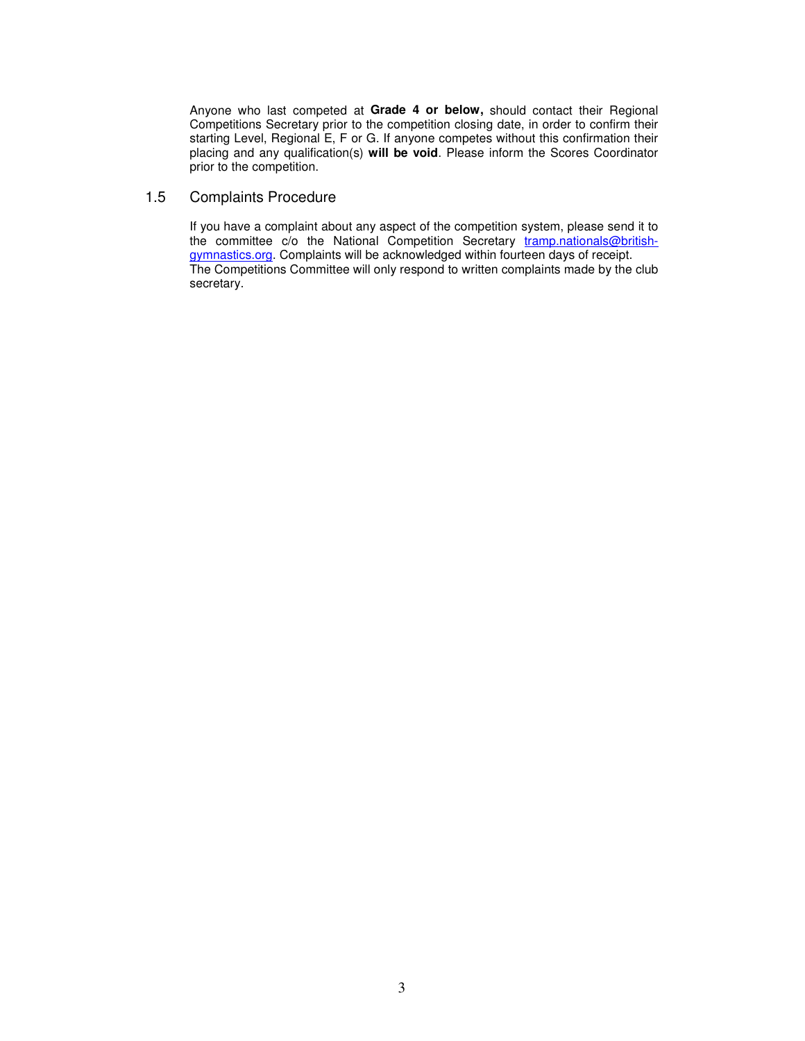Anyone who last competed at **Grade 4 or below,** should contact their Regional Competitions Secretary prior to the competition closing date, in order to confirm their starting Level, Regional E, F or G. If anyone competes without this confirmation their placing and any qualification(s) **will be void**. Please inform the Scores Coordinator prior to the competition.

## 1.5 Complaints Procedure

If you have a complaint about any aspect of the competition system, please send it to the committee c/o the National Competition Secretary tramp.nationals@british-gymnastics.org. Complaints will be acknowledged within fourteen days of receipt. The Competitions Committee will only respond to written complaints made by the club secretary.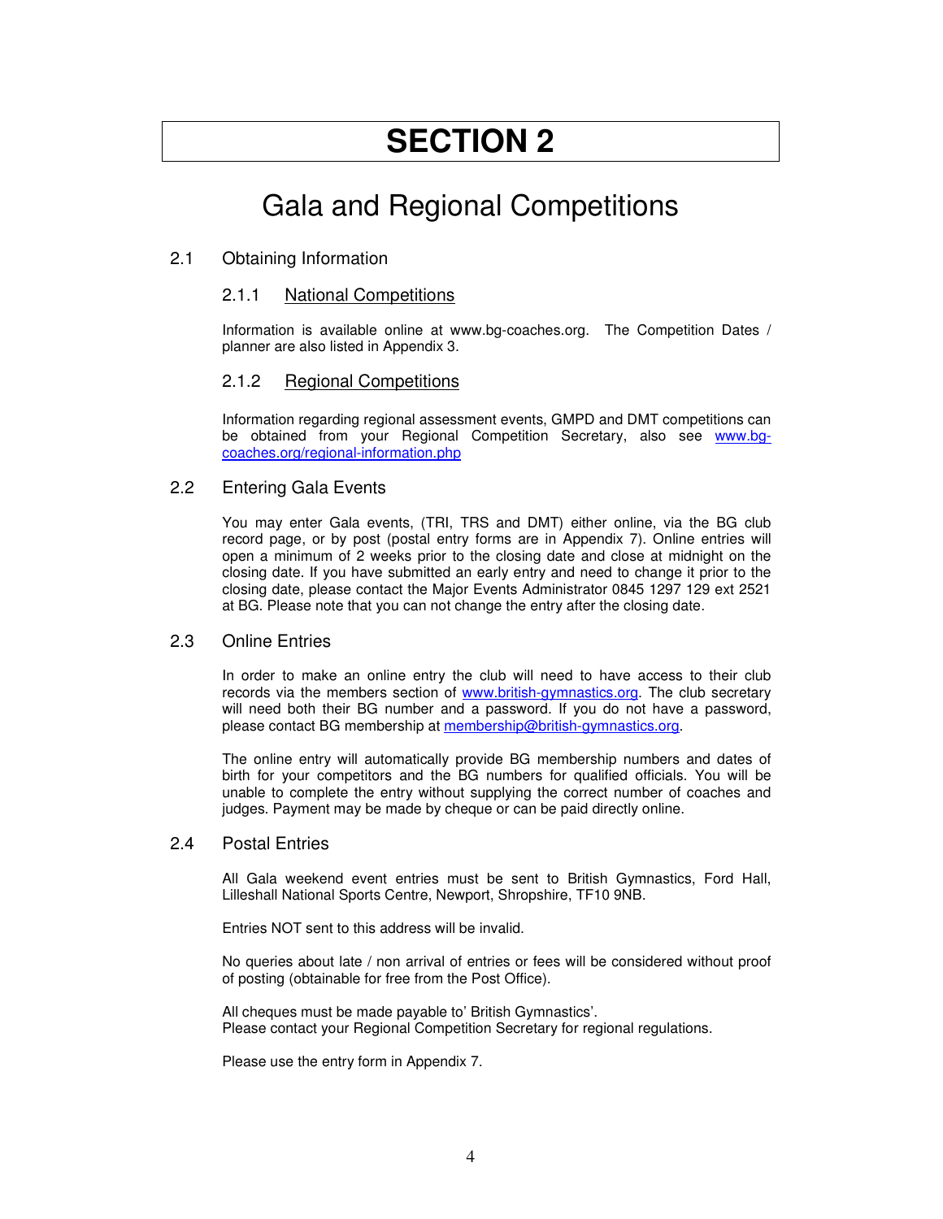# SECTION 2

## Gala and Regional Competitions

### 2.1 Obtaining Information

#### 2.1.1 National Competitions

Information is available online at www.bg-coaches.org. The Competition Dates / planner are also listed in Appendix 3.

#### 2.1.2 Regional Competitions

Information regarding regional assessment events, GMPD and DMT competitions can be obtained from your Regional Competition Secretary, also see www.bg-coaches.org/regional-information.php

### 2.2 Entering Gala Events

You may enter Gala events, (TRI, TRS and DMT) either online, via the BG club record page, or by post (postal entry forms are in Appendix 7). Online entries will open a minimum of 2 weeks prior to the closing date and close at midnight on the closing date. If you have submitted an early entry and need to change it prior to the closing date, please contact the Major Events Administrator 0845 1297 129 ext 2521 at BG. Please note that you can not change the entry after the closing date.

### 2.3 Online Entries

In order to make an online entry the club will need to have access to their club records via the members section of www.british-gymnastics.org. The club secretary will need both their BG number and a password. If you do not have a password, please contact BG membership at membership@british-gymnastics.org.

The online entry will automatically provide BG membership numbers and dates of birth for your competitors and the BG numbers for qualified officials. You will be unable to complete the entry without supplying the correct number of coaches and judges. Payment may be made by cheque or can be paid directly online.

### 2.4 Postal Entries

All Gala weekend event entries must be sent to British Gymnastics, Ford Hall, Lilleshall National Sports Centre, Newport, Shropshire, TF10 9NB.

Entries NOT sent to this address will be invalid.

No queries about late / non arrival of entries or fees will be considered without proof of posting (obtainable for free from the Post Office).

All cheques must be made payable to' British Gymnastics'.
Please contact your Regional Competition Secretary for regional regulations.

Please use the entry form in Appendix 7.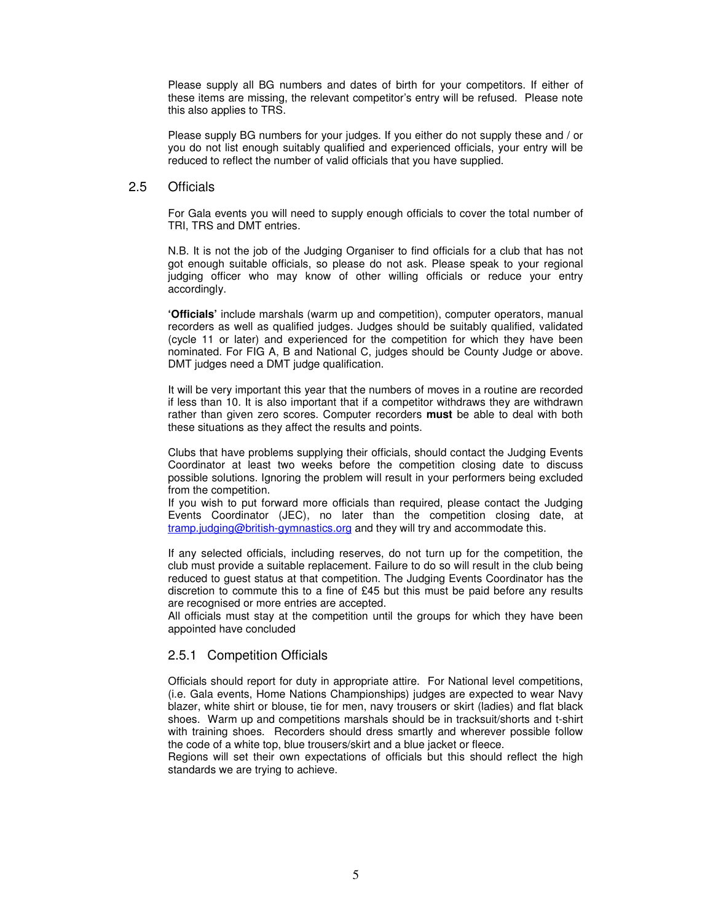Please supply all BG numbers and dates of birth for your competitors. If either of these items are missing, the relevant competitor's entry will be refused. Please note this also applies to TRS.

Please supply BG numbers for your judges. If you either do not supply these and / or you do not list enough suitably qualified and experienced officials, your entry will be reduced to reflect the number of valid officials that you have supplied.

## 2.5 Officials

For Gala events you will need to supply enough officials to cover the total number of TRI, TRS and DMT entries.

N.B. It is not the job of the Judging Organiser to find officials for a club that has not got enough suitable officials, so please do not ask. Please speak to your regional judging officer who may know of other willing officials or reduce your entry accordingly.

**'Officials'** include marshals (warm up and competition), computer operators, manual recorders as well as qualified judges. Judges should be suitably qualified, validated (cycle 11 or later) and experienced for the competition for which they have been nominated. For FIG A, B and National C, judges should be County Judge or above. DMT judges need a DMT judge qualification.

It will be very important this year that the numbers of moves in a routine are recorded if less than 10. It is also important that if a competitor withdraws they are withdrawn rather than given zero scores. Computer recorders **must** be able to deal with both these situations as they affect the results and points.

Clubs that have problems supplying their officials, should contact the Judging Events Coordinator at least two weeks before the competition closing date to discuss possible solutions. Ignoring the problem will result in your performers being excluded from the competition.
If you wish to put forward more officials than required, please contact the Judging Events Coordinator (JEC), no later than the competition closing date, at tramp.judging@british-gymnastics.org and they will try and accommodate this.

If any selected officials, including reserves, do not turn up for the competition, the club must provide a suitable replacement. Failure to do so will result in the club being reduced to guest status at that competition. The Judging Events Coordinator has the discretion to commute this to a fine of £45 but this must be paid before any results are recognised or more entries are accepted.
All officials must stay at the competition until the groups for which they have been appointed have concluded

### 2.5.1 Competition Officials

Officials should report for duty in appropriate attire. For National level competitions, (i.e. Gala events, Home Nations Championships) judges are expected to wear Navy blazer, white shirt or blouse, tie for men, navy trousers or skirt (ladies) and flat black shoes. Warm up and competitions marshals should be in tracksuit/shorts and t-shirt with training shoes. Recorders should dress smartly and wherever possible follow the code of a white top, blue trousers/skirt and a blue jacket or fleece.
Regions will set their own expectations of officials but this should reflect the high standards we are trying to achieve.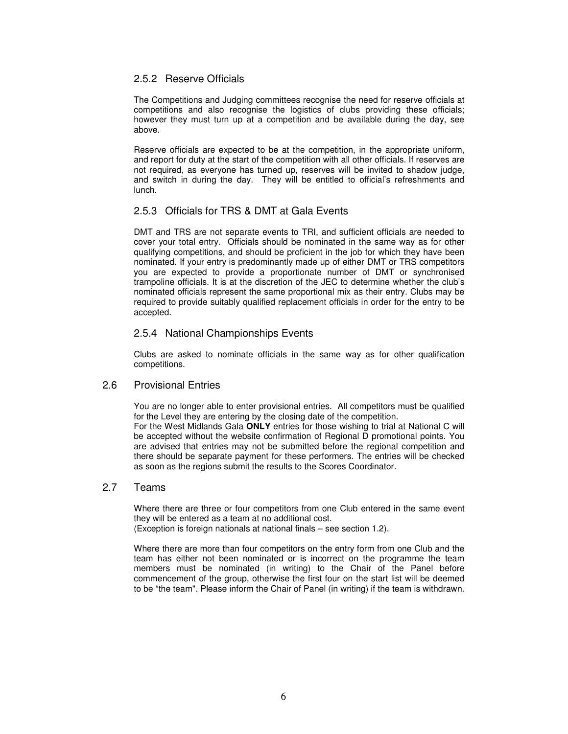### 2.5.2 Reserve Officials

The Competitions and Judging committees recognise the need for reserve officials at competitions and also recognise the logistics of clubs providing these officials; however they must turn up at a competition and be available during the day, see above.

Reserve officials are expected to be at the competition, in the appropriate uniform, and report for duty at the start of the competition with all other officials. If reserves are not required, as everyone has turned up, reserves will be invited to shadow judge, and switch in during the day. They will be entitled to official's refreshments and lunch.

### 2.5.3 Officials for TRS & DMT at Gala Events

DMT and TRS are not separate events to TRI, and sufficient officials are needed to cover your total entry. Officials should be nominated in the same way as for other qualifying competitions, and should be proficient in the job for which they have been nominated. If your entry is predominantly made up of either DMT or TRS competitors you are expected to provide a proportionate number of DMT or synchronised trampoline officials. It is at the discretion of the JEC to determine whether the club's nominated officials represent the same proportional mix as their entry. Clubs may be required to provide suitably qualified replacement officials in order for the entry to be accepted.

### 2.5.4 National Championships Events

Clubs are asked to nominate officials in the same way as for other qualification competitions.

## 2.6 Provisional Entries

You are no longer able to enter provisional entries. All competitors must be qualified for the Level they are entering by the closing date of the competition.
For the West Midlands Gala **ONLY** entries for those wishing to trial at National C will be accepted without the website confirmation of Regional D promotional points. You are advised that entries may not be submitted before the regional competition and there should be separate payment for these performers. The entries will be checked as soon as the regions submit the results to the Scores Coordinator.

## 2.7 Teams

Where there are three or four competitors from one Club entered in the same event they will be entered as a team at no additional cost.
(Exception is foreign nationals at national finals – see section 1.2).

Where there are more than four competitors on the entry form from one Club and the team has either not been nominated or is incorrect on the programme the team members must be nominated (in writing) to the Chair of the Panel before commencement of the group, otherwise the first four on the start list will be deemed to be "the team". Please inform the Chair of Panel (in writing) if the team is withdrawn.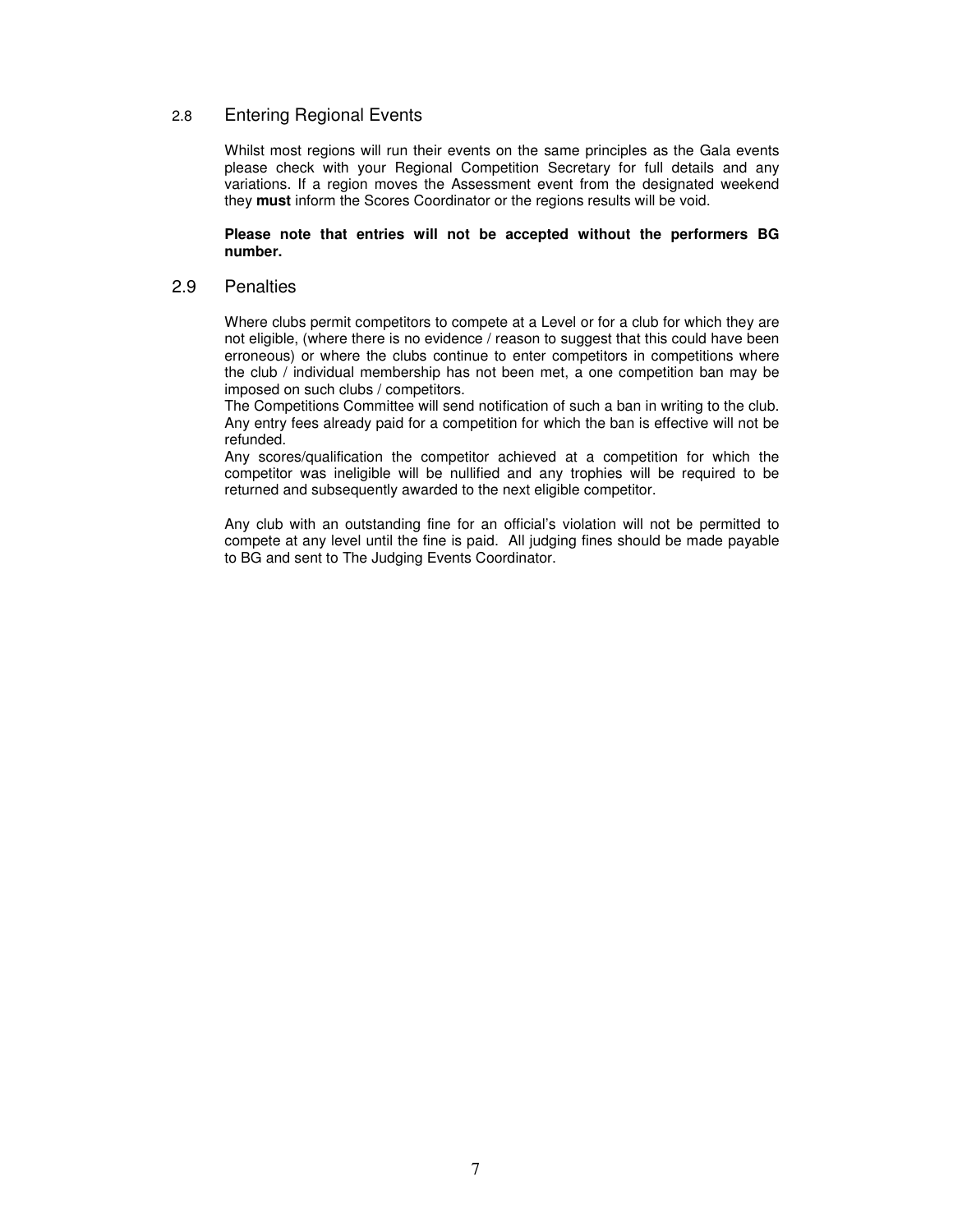## 2.8 Entering Regional Events

Whilst most regions will run their events on the same principles as the Gala events please check with your Regional Competition Secretary for full details and any variations. If a region moves the Assessment event from the designated weekend they **must** inform the Scores Coordinator or the regions results will be void.

**Please note that entries will not be accepted without the performers BG number.**

## 2.9 Penalties

Where clubs permit competitors to compete at a Level or for a club for which they are not eligible, (where there is no evidence / reason to suggest that this could have been erroneous) or where the clubs continue to enter competitors in competitions where the club / individual membership has not been met, a one competition ban may be imposed on such clubs / competitors.

The Competitions Committee will send notification of such a ban in writing to the club. Any entry fees already paid for a competition for which the ban is effective will not be refunded.

Any scores/qualification the competitor achieved at a competition for which the competitor was ineligible will be nullified and any trophies will be required to be returned and subsequently awarded to the next eligible competitor.

Any club with an outstanding fine for an official's violation will not be permitted to compete at any level until the fine is paid. All judging fines should be made payable to BG and sent to The Judging Events Coordinator.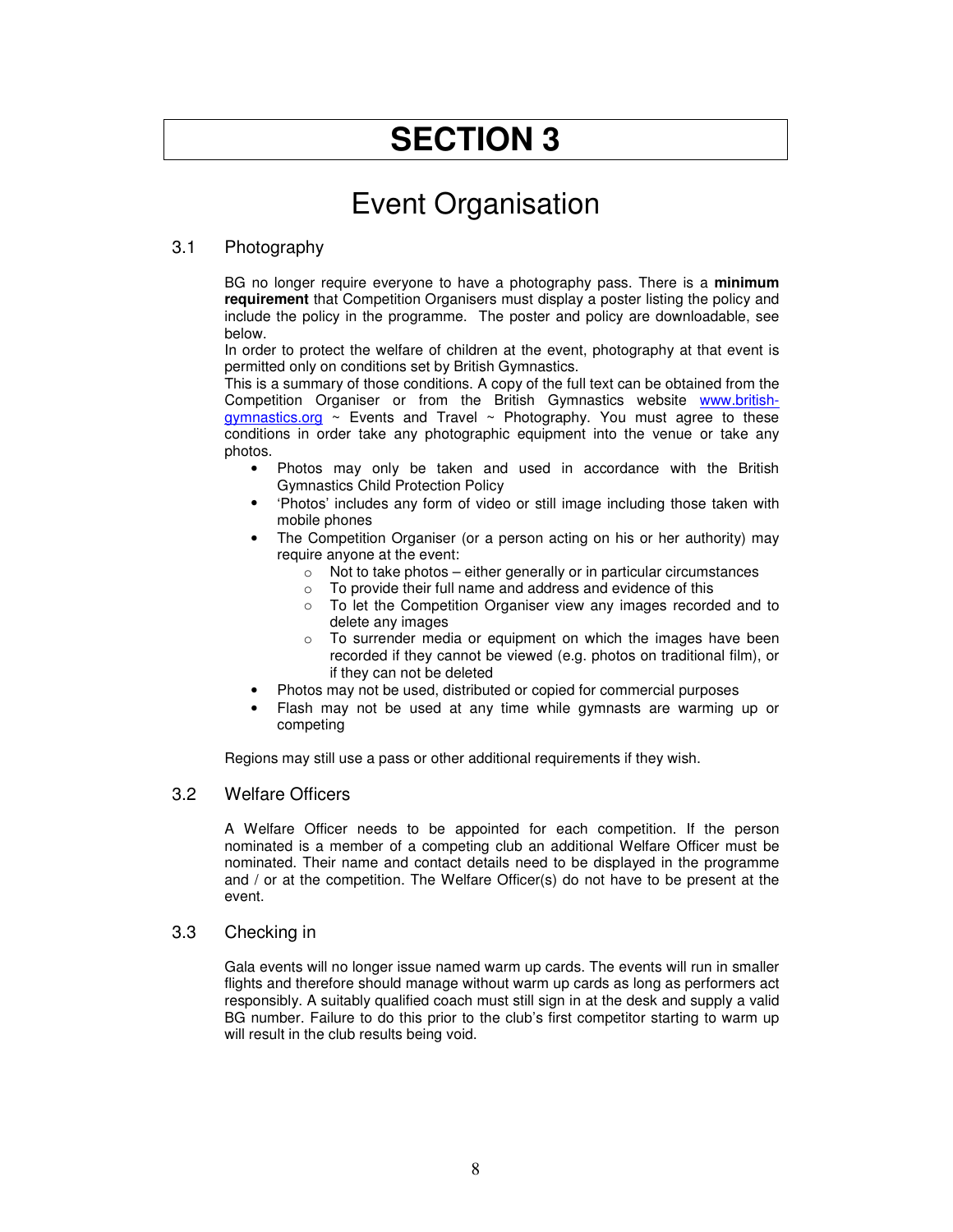# SECTION 3

## Event Organisation

### 3.1 Photography

BG no longer require everyone to have a photography pass. There is a **minimum requirement** that Competition Organisers must display a poster listing the policy and include the policy in the programme. The poster and policy are downloadable, see below.

In order to protect the welfare of children at the event, photography at that event is permitted only on conditions set by British Gymnastics.

This is a summary of those conditions. A copy of the full text can be obtained from the Competition Organiser or from the British Gymnastics website www.british-gymnastics.org ~ Events and Travel ~ Photography. You must agree to these conditions in order take any photographic equipment into the venue or take any photos.

- Photos may only be taken and used in accordance with the British Gymnastics Child Protection Policy
- 'Photos' includes any form of video or still image including those taken with mobile phones
- The Competition Organiser (or a person acting on his or her authority) may require anyone at the event:
  - Not to take photos – either generally or in particular circumstances
  - To provide their full name and address and evidence of this
  - To let the Competition Organiser view any images recorded and to delete any images
  - To surrender media or equipment on which the images have been recorded if they cannot be viewed (e.g. photos on traditional film), or if they can not be deleted
- Photos may not be used, distributed or copied for commercial purposes
- Flash may not be used at any time while gymnasts are warming up or competing

Regions may still use a pass or other additional requirements if they wish.

### 3.2 Welfare Officers

A Welfare Officer needs to be appointed for each competition. If the person nominated is a member of a competing club an additional Welfare Officer must be nominated. Their name and contact details need to be displayed in the programme and / or at the competition. The Welfare Officer(s) do not have to be present at the event.

### 3.3 Checking in

Gala events will no longer issue named warm up cards. The events will run in smaller flights and therefore should manage without warm up cards as long as performers act responsibly. A suitably qualified coach must still sign in at the desk and supply a valid BG number. Failure to do this prior to the club's first competitor starting to warm up will result in the club results being void.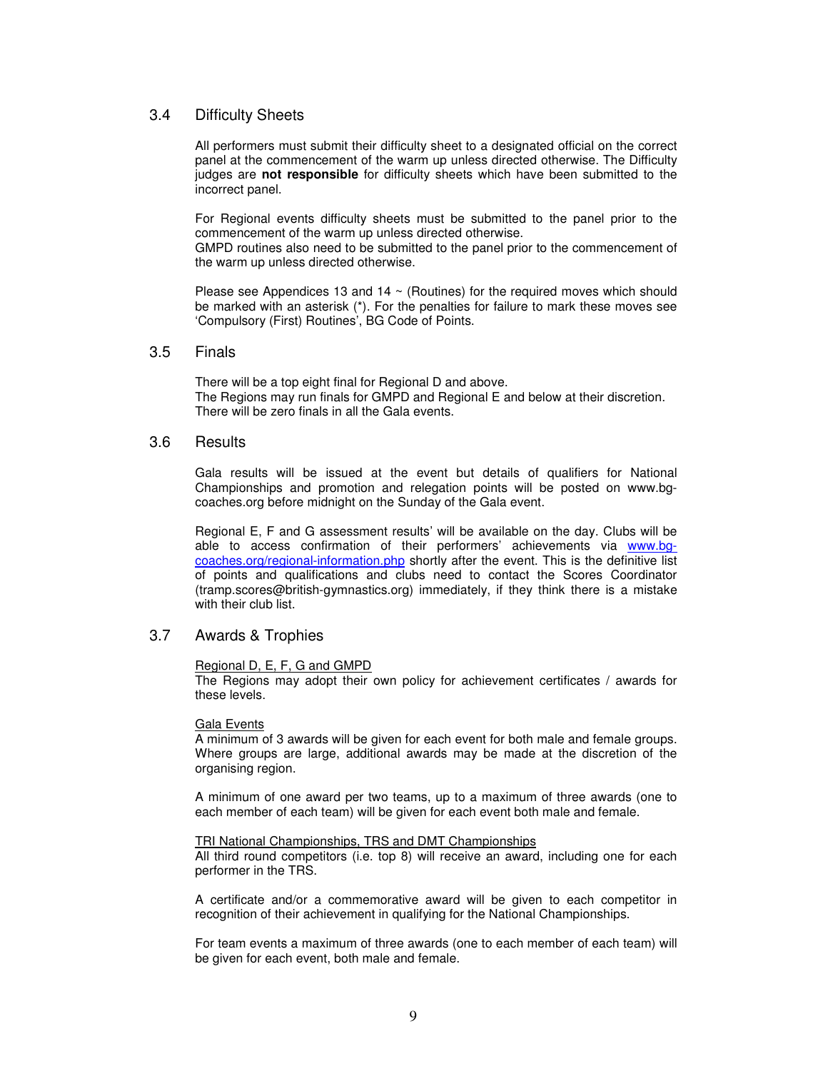## 3.4 Difficulty Sheets

All performers must submit their difficulty sheet to a designated official on the correct panel at the commencement of the warm up unless directed otherwise. The Difficulty judges are **not responsible** for difficulty sheets which have been submitted to the incorrect panel.

For Regional events difficulty sheets must be submitted to the panel prior to the commencement of the warm up unless directed otherwise.
GMPD routines also need to be submitted to the panel prior to the commencement of the warm up unless directed otherwise.

Please see Appendices 13 and 14 ~ (Routines) for the required moves which should be marked with an asterisk (*). For the penalties for failure to mark these moves see 'Compulsory (First) Routines', BG Code of Points.

## 3.5 Finals

There will be a top eight final for Regional D and above.
The Regions may run finals for GMPD and Regional E and below at their discretion.
There will be zero finals in all the Gala events.

## 3.6 Results

Gala results will be issued at the event but details of qualifiers for National Championships and promotion and relegation points will be posted on www.bg-coaches.org before midnight on the Sunday of the Gala event.

Regional E, F and G assessment results' will be available on the day. Clubs will be able to access confirmation of their performers' achievements via [www.bg-coaches.org/regional-information.php](www.bg-coaches.org/regional-information.php) shortly after the event. This is the definitive list of points and qualifications and clubs need to contact the Scores Coordinator (tramp.scores@british-gymnastics.org) immediately, if they think there is a mistake with their club list.

## 3.7 Awards & Trophies

<u>Regional D, E, F, G and GMPD</u>
The Regions may adopt their own policy for achievement certificates / awards for these levels.

<u>Gala Events</u>
A minimum of 3 awards will be given for each event for both male and female groups. Where groups are large, additional awards may be made at the discretion of the organising region.

A minimum of one award per two teams, up to a maximum of three awards (one to each member of each team) will be given for each event both male and female.

<u>TRI National Championships, TRS and DMT Championships</u>
All third round competitors (i.e. top 8) will receive an award, including one for each performer in the TRS.

A certificate and/or a commemorative award will be given to each competitor in recognition of their achievement in qualifying for the National Championships.

For team events a maximum of three awards (one to each member of each team) will be given for each event, both male and female.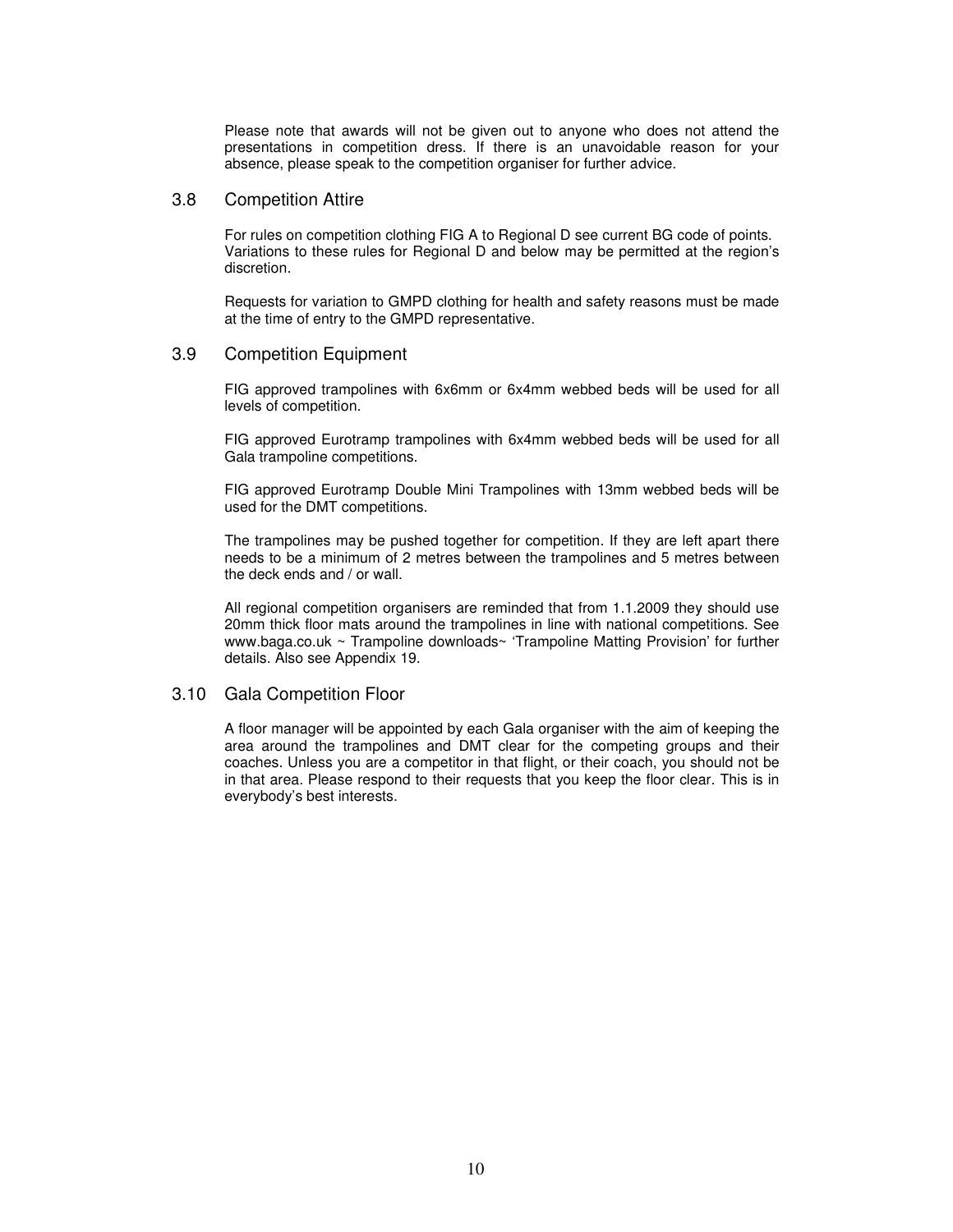Please note that awards will not be given out to anyone who does not attend the presentations in competition dress. If there is an unavoidable reason for your absence, please speak to the competition organiser for further advice.

## 3.8 Competition Attire

For rules on competition clothing FIG A to Regional D see current BG code of points. Variations to these rules for Regional D and below may be permitted at the region's discretion.

Requests for variation to GMPD clothing for health and safety reasons must be made at the time of entry to the GMPD representative.

## 3.9 Competition Equipment

FIG approved trampolines with 6x6mm or 6x4mm webbed beds will be used for all levels of competition.

FIG approved Eurotramp trampolines with 6x4mm webbed beds will be used for all Gala trampoline competitions.

FIG approved Eurotramp Double Mini Trampolines with 13mm webbed beds will be used for the DMT competitions.

The trampolines may be pushed together for competition. If they are left apart there needs to be a minimum of 2 metres between the trampolines and 5 metres between the deck ends and / or wall.

All regional competition organisers are reminded that from 1.1.2009 they should use 20mm thick floor mats around the trampolines in line with national competitions. See www.baga.co.uk ~ Trampoline downloads~ 'Trampoline Matting Provision' for further details. Also see Appendix 19.

## 3.10 Gala Competition Floor

A floor manager will be appointed by each Gala organiser with the aim of keeping the area around the trampolines and DMT clear for the competing groups and their coaches. Unless you are a competitor in that flight, or their coach, you should not be in that area. Please respond to their requests that you keep the floor clear. This is in everybody's best interests.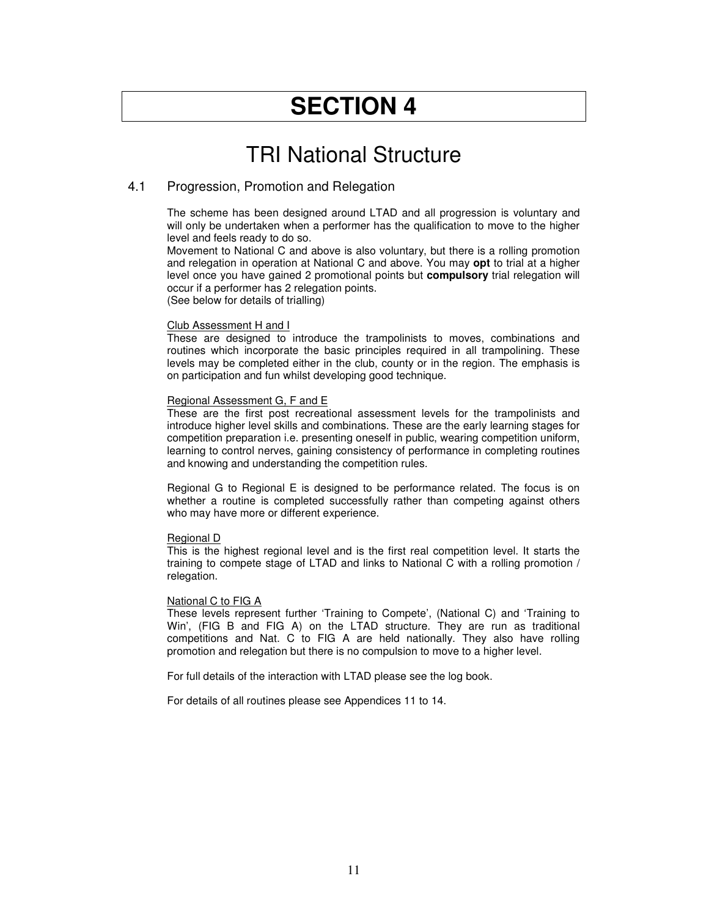# SECTION 4

## TRI National Structure

### 4.1 Progression, Promotion and Relegation

The scheme has been designed around LTAD and all progression is voluntary and will only be undertaken when a performer has the qualification to move to the higher level and feels ready to do so.
Movement to National C and above is also voluntary, but there is a rolling promotion and relegation in operation at National C and above. You may **opt** to trial at a higher level once you have gained 2 promotional points but **compulsory** trial relegation will occur if a performer has 2 relegation points.
(See below for details of trialling)

Club Assessment H and I
These are designed to introduce the trampolinists to moves, combinations and routines which incorporate the basic principles required in all trampolining. These levels may be completed either in the club, county or in the region. The emphasis is on participation and fun whilst developing good technique.

Regional Assessment G, F and E
These are the first post recreational assessment levels for the trampolinists and introduce higher level skills and combinations. These are the early learning stages for competition preparation i.e. presenting oneself in public, wearing competition uniform, learning to control nerves, gaining consistency of performance in completing routines and knowing and understanding the competition rules.

Regional G to Regional E is designed to be performance related. The focus is on whether a routine is completed successfully rather than competing against others who may have more or different experience.

Regional D
This is the highest regional level and is the first real competition level. It starts the training to compete stage of LTAD and links to National C with a rolling promotion / relegation.

National C to FIG A
These levels represent further 'Training to Compete', (National C) and 'Training to Win', (FIG B and FIG A) on the LTAD structure. They are run as traditional competitions and Nat. C to FIG A are held nationally. They also have rolling promotion and relegation but there is no compulsion to move to a higher level.

For full details of the interaction with LTAD please see the log book.

For details of all routines please see Appendices 11 to 14.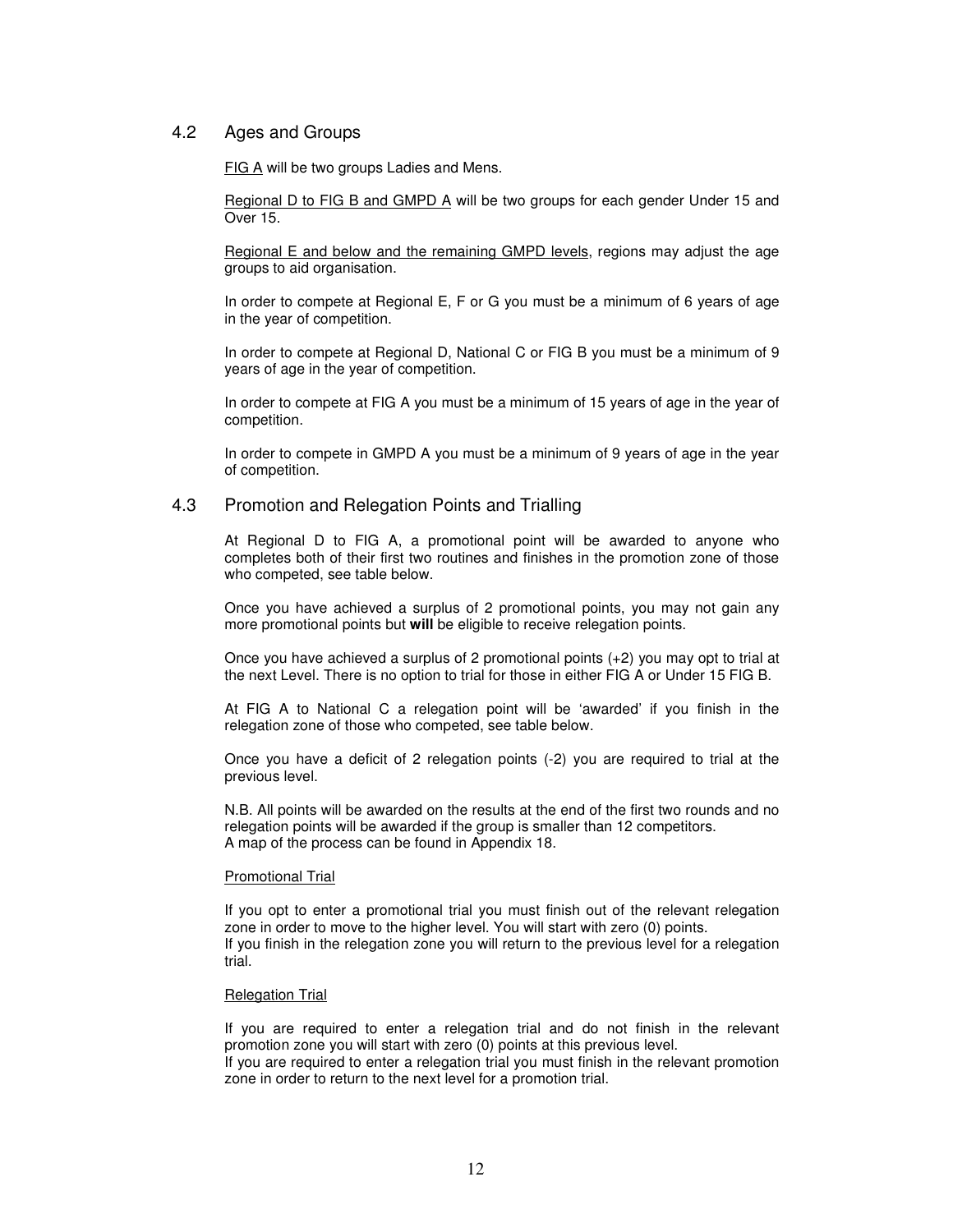## 4.2 Ages and Groups

FIG A will be two groups Ladies and Mens.

Regional D to FIG B and GMPD A will be two groups for each gender Under 15 and Over 15.

Regional E and below and the remaining GMPD levels, regions may adjust the age groups to aid organisation.

In order to compete at Regional E, F or G you must be a minimum of 6 years of age in the year of competition.

In order to compete at Regional D, National C or FIG B you must be a minimum of 9 years of age in the year of competition.

In order to compete at FIG A you must be a minimum of 15 years of age in the year of competition.

In order to compete in GMPD A you must be a minimum of 9 years of age in the year of competition.

## 4.3 Promotion and Relegation Points and Trialling

At Regional D to FIG A, a promotional point will be awarded to anyone who completes both of their first two routines and finishes in the promotion zone of those who competed, see table below.

Once you have achieved a surplus of 2 promotional points, you may not gain any more promotional points but **will** be eligible to receive relegation points.

Once you have achieved a surplus of 2 promotional points (+2) you may opt to trial at the next Level. There is no option to trial for those in either FIG A or Under 15 FIG B.

At FIG A to National C a relegation point will be 'awarded' if you finish in the relegation zone of those who competed, see table below.

Once you have a deficit of 2 relegation points (-2) you are required to trial at the previous level.

N.B. All points will be awarded on the results at the end of the first two rounds and no relegation points will be awarded if the group is smaller than 12 competitors.
A map of the process can be found in Appendix 18.

Promotional Trial

If you opt to enter a promotional trial you must finish out of the relevant relegation zone in order to move to the higher level. You will start with zero (0) points.
If you finish in the relegation zone you will return to the previous level for a relegation trial.

Relegation Trial

If you are required to enter a relegation trial and do not finish in the relevant promotion zone you will start with zero (0) points at this previous level.
If you are required to enter a relegation trial you must finish in the relevant promotion zone in order to return to the next level for a promotion trial.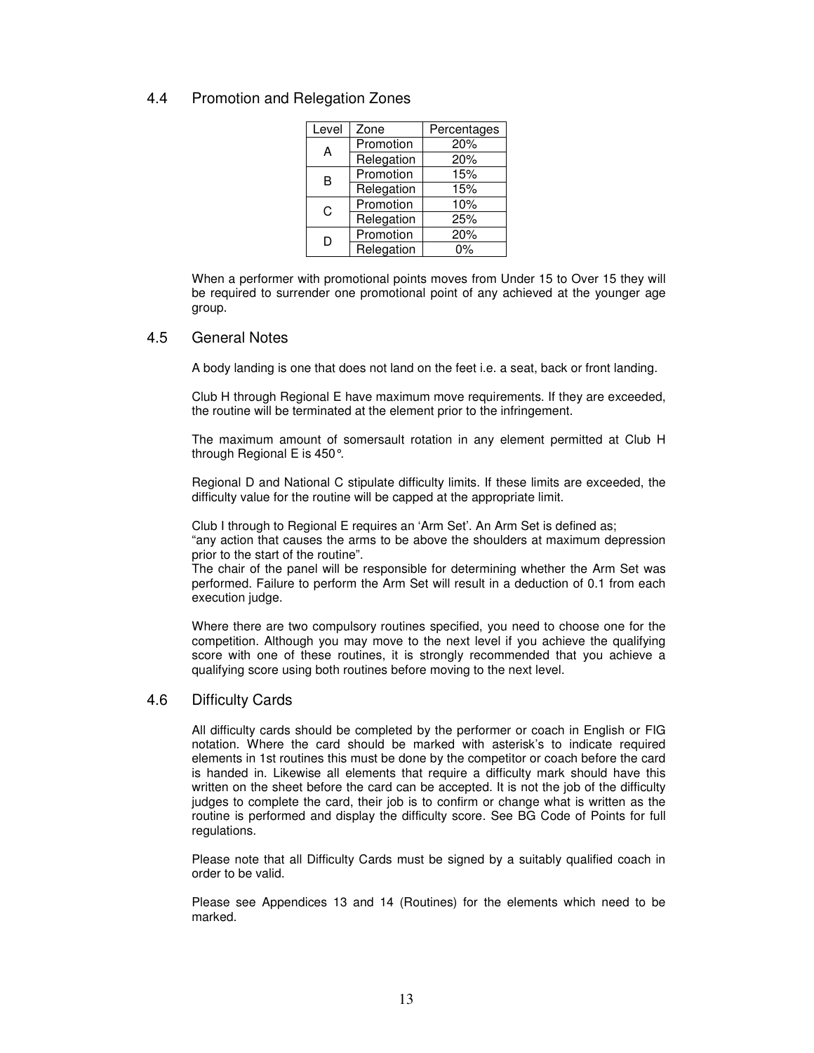## 4.4 Promotion and Relegation Zones

| Level | Zone | Percentages |
|---|---|---|
| A | Promotion | 20% |
| | Relegation | 20% |
| B | Promotion | 15% |
| | Relegation | 15% |
| C | Promotion | 10% |
| | Relegation | 25% |
| D | Promotion | 20% |
| | Relegation | 0% |

When a performer with promotional points moves from Under 15 to Over 15 they will be required to surrender one promotional point of any achieved at the younger age group.

## 4.5 General Notes

A body landing is one that does not land on the feet i.e. a seat, back or front landing.

Club H through Regional E have maximum move requirements. If they are exceeded, the routine will be terminated at the element prior to the infringement.

The maximum amount of somersault rotation in any element permitted at Club H through Regional E is 450°.

Regional D and National C stipulate difficulty limits. If these limits are exceeded, the difficulty value for the routine will be capped at the appropriate limit.

Club I through to Regional E requires an 'Arm Set'. An Arm Set is defined as;
"any action that causes the arms to be above the shoulders at maximum depression prior to the start of the routine".
The chair of the panel will be responsible for determining whether the Arm Set was performed. Failure to perform the Arm Set will result in a deduction of 0.1 from each execution judge.

Where there are two compulsory routines specified, you need to choose one for the competition. Although you may move to the next level if you achieve the qualifying score with one of these routines, it is strongly recommended that you achieve a qualifying score using both routines before moving to the next level.

## 4.6 Difficulty Cards

All difficulty cards should be completed by the performer or coach in English or FIG notation. Where the card should be marked with asterisk's to indicate required elements in 1st routines this must be done by the competitor or coach before the card is handed in. Likewise all elements that require a difficulty mark should have this written on the sheet before the card can be accepted. It is not the job of the difficulty judges to complete the card, their job is to confirm or change what is written as the routine is performed and display the difficulty score. See BG Code of Points for full regulations.

Please note that all Difficulty Cards must be signed by a suitably qualified coach in order to be valid.

Please see Appendices 13 and 14 (Routines) for the elements which need to be marked.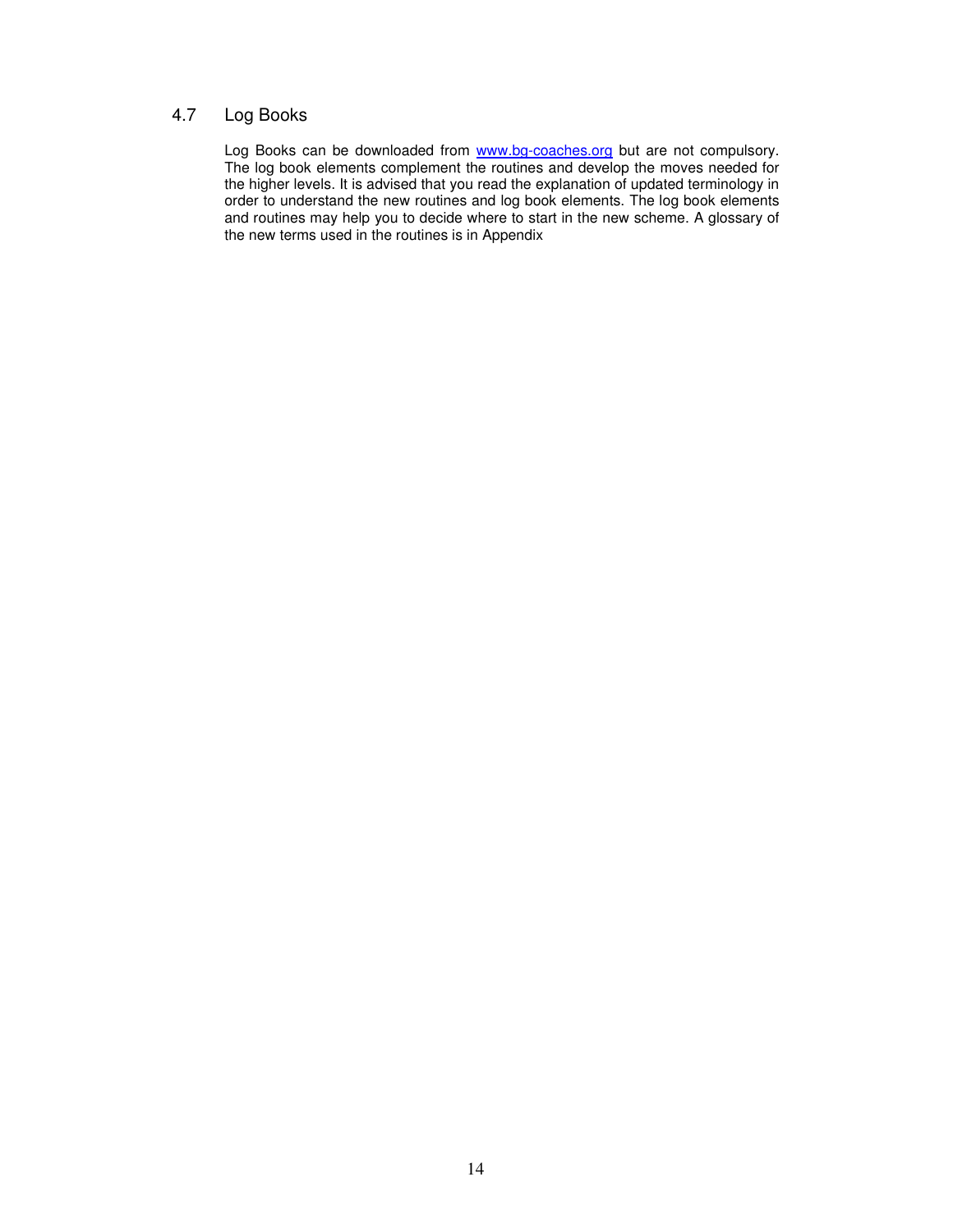## 4.7 Log Books

Log Books can be downloaded from www.bg-coaches.org but are not compulsory. The log book elements complement the routines and develop the moves needed for the higher levels. It is advised that you read the explanation of updated terminology in order to understand the new routines and log book elements. The log book elements and routines may help you to decide where to start in the new scheme. A glossary of the new terms used in the routines is in Appendix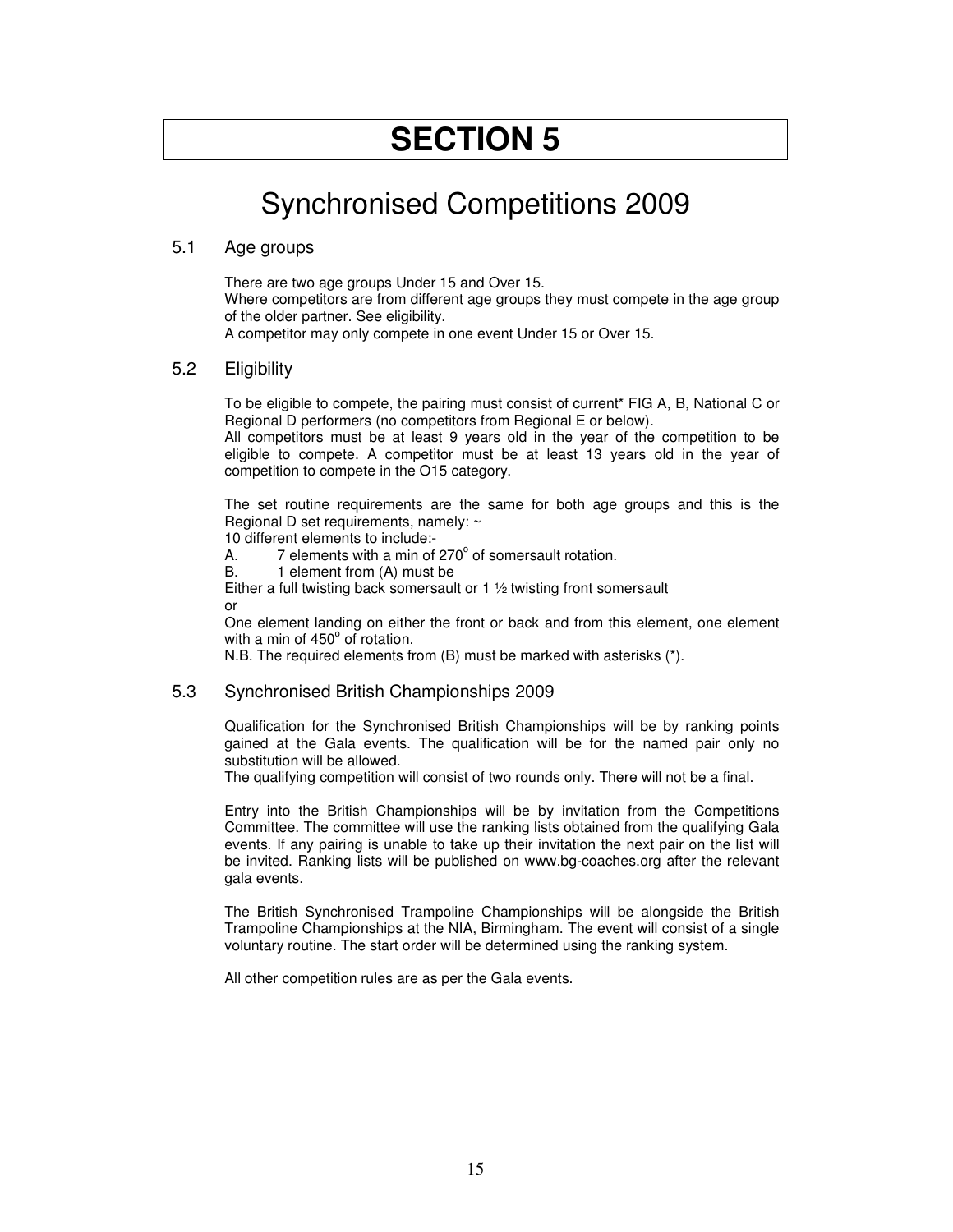# SECTION 5

## Synchronised Competitions 2009

### 5.1 Age groups

There are two age groups Under 15 and Over 15.
Where competitors are from different age groups they must compete in the age group of the older partner. See eligibility.
A competitor may only compete in one event Under 15 or Over 15.

### 5.2 Eligibility

To be eligible to compete, the pairing must consist of current* FIG A, B, National C or Regional D performers (no competitors from Regional E or below).
All competitors must be at least 9 years old in the year of the competition to be eligible to compete. A competitor must be at least 13 years old in the year of competition to compete in the O15 category.

The set routine requirements are the same for both age groups and this is the Regional D set requirements, namely: ~
10 different elements to include:-
A. 7 elements with a min of 270$^{o}$ of somersault rotation.
B. 1 element from (A) must be
Either a full twisting back somersault or 1 ½ twisting front somersault
or
One element landing on either the front or back and from this element, one element with a min of 450$^{o}$ of rotation.
N.B. The required elements from (B) must be marked with asterisks (*).

### 5.3 Synchronised British Championships 2009

Qualification for the Synchronised British Championships will be by ranking points gained at the Gala events. The qualification will be for the named pair only no substitution will be allowed.
The qualifying competition will consist of two rounds only. There will not be a final.

Entry into the British Championships will be by invitation from the Competitions Committee. The committee will use the ranking lists obtained from the qualifying Gala events. If any pairing is unable to take up their invitation the next pair on the list will be invited. Ranking lists will be published on www.bg-coaches.org after the relevant gala events.

The British Synchronised Trampoline Championships will be alongside the British Trampoline Championships at the NIA, Birmingham. The event will consist of a single voluntary routine. The start order will be determined using the ranking system.

All other competition rules are as per the Gala events.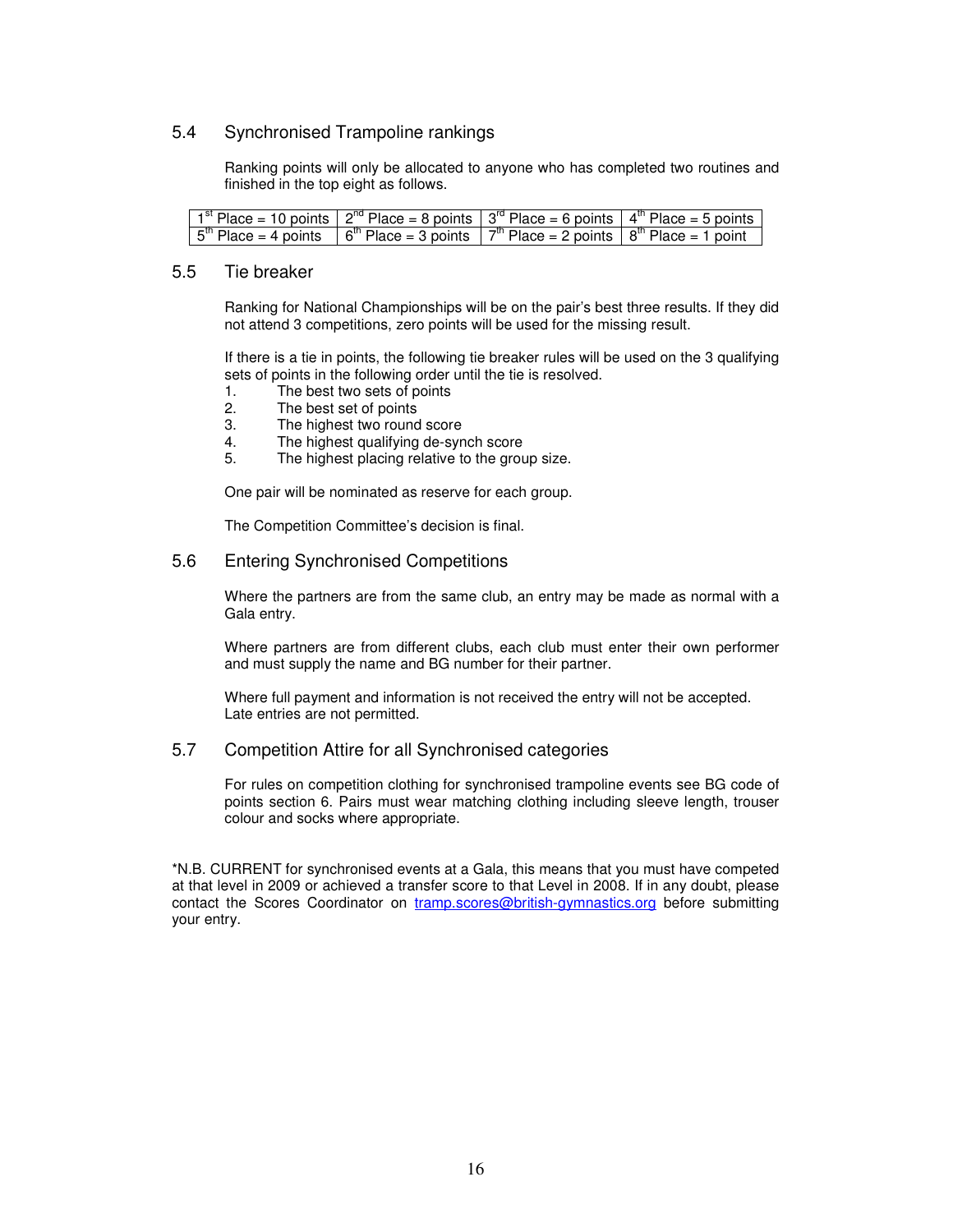## 5.4 Synchronised Trampoline rankings

Ranking points will only be allocated to anyone who has completed two routines and finished in the top eight as follows.

| 1st Place = 10 points | 2nd Place = 8 points | 3rd Place = 6 points | 4th Place = 5 points |
|---|---|---|---|
| 5th Place = 4 points | 6th Place = 3 points | 7th Place = 2 points | 8th Place = 1 point |

## 5.5 Tie breaker

Ranking for National Championships will be on the pair's best three results. If they did not attend 3 competitions, zero points will be used for the missing result.

If there is a tie in points, the following tie breaker rules will be used on the 3 qualifying sets of points in the following order until the tie is resolved.

1. The best two sets of points
2. The best set of points
3. The highest two round score
4. The highest qualifying de-synch score
5. The highest placing relative to the group size.

One pair will be nominated as reserve for each group.

The Competition Committee's decision is final.

## 5.6 Entering Synchronised Competitions

Where the partners are from the same club, an entry may be made as normal with a Gala entry.

Where partners are from different clubs, each club must enter their own performer and must supply the name and BG number for their partner.

Where full payment and information is not received the entry will not be accepted. Late entries are not permitted.

## 5.7 Competition Attire for all Synchronised categories

For rules on competition clothing for synchronised trampoline events see BG code of points section 6. Pairs must wear matching clothing including sleeve length, trouser colour and socks where appropriate.

*N.B. CURRENT for synchronised events at a Gala, this means that you must have competed at that level in 2009 or achieved a transfer score to that Level in 2008. If in any doubt, please contact the Scores Coordinator on tramp.scores@british-gymnastics.org before submitting your entry.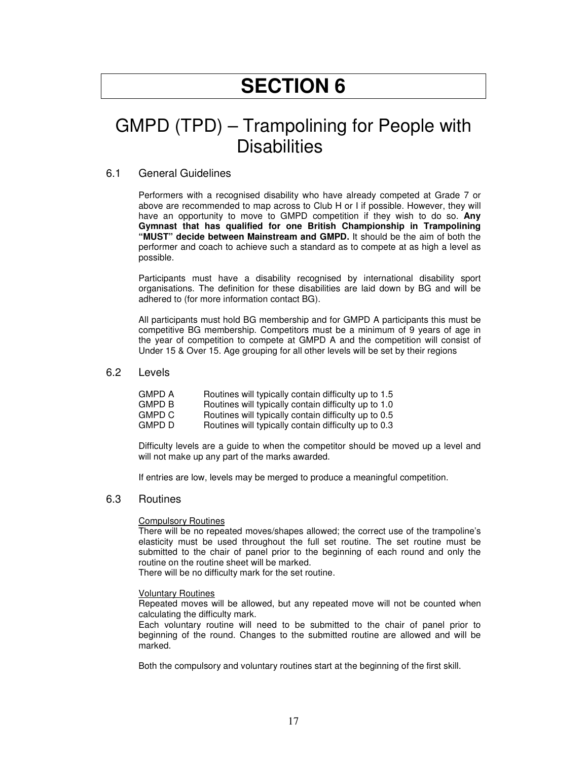# SECTION 6

# GMPD (TPD) – Trampolining for People with Disabilities

## 6.1 General Guidelines

Performers with a recognised disability who have already competed at Grade 7 or above are recommended to map across to Club H or I if possible. However, they will have an opportunity to move to GMPD competition if they wish to do so. **Any Gymnast that has qualified for one British Championship in Trampolining "MUST" decide between Mainstream and GMPD.** It should be the aim of both the performer and coach to achieve such a standard as to compete at as high a level as possible.

Participants must have a disability recognised by international disability sport organisations. The definition for these disabilities are laid down by BG and will be adhered to (for more information contact BG).

All participants must hold BG membership and for GMPD A participants this must be competitive BG membership. Competitors must be a minimum of 9 years of age in the year of competition to compete at GMPD A and the competition will consist of Under 15 & Over 15. Age grouping for all other levels will be set by their regions

## 6.2 Levels

| | |
|---|---|
| GMPD A | Routines will typically contain difficulty up to 1.5 |
| GMPD B | Routines will typically contain difficulty up to 1.0 |
| GMPD C | Routines will typically contain difficulty up to 0.5 |
| GMPD D | Routines will typically contain difficulty up to 0.3 |

Difficulty levels are a guide to when the competitor should be moved up a level and will not make up any part of the marks awarded.

If entries are low, levels may be merged to produce a meaningful competition.

## 6.3 Routines

Compulsory Routines

There will be no repeated moves/shapes allowed; the correct use of the trampoline's elasticity must be used throughout the full set routine. The set routine must be submitted to the chair of panel prior to the beginning of each round and only the routine on the routine sheet will be marked.

There will be no difficulty mark for the set routine.

Voluntary Routines

Repeated moves will be allowed, but any repeated move will not be counted when calculating the difficulty mark.

Each voluntary routine will need to be submitted to the chair of panel prior to beginning of the round. Changes to the submitted routine are allowed and will be marked.

Both the compulsory and voluntary routines start at the beginning of the first skill.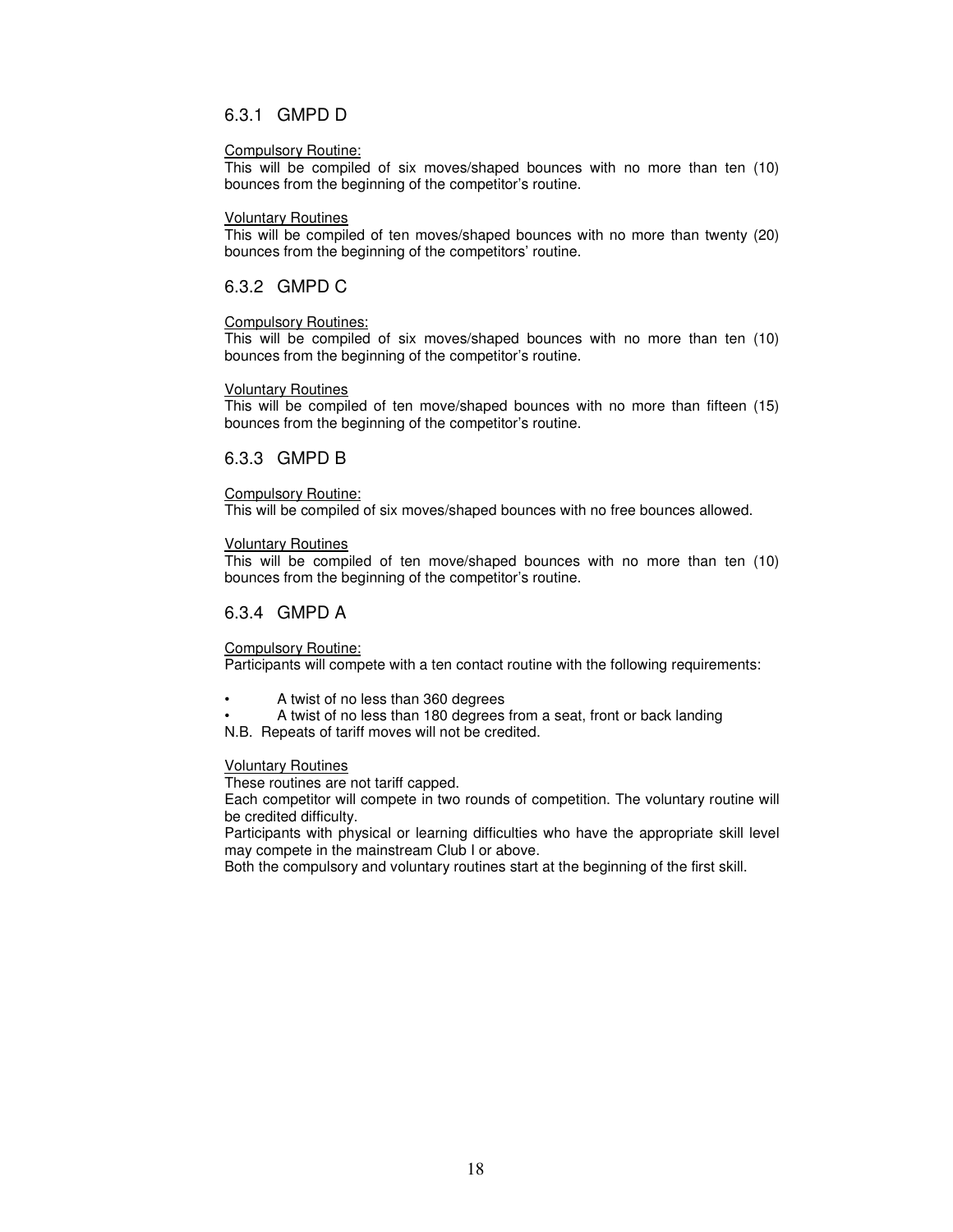### 6.3.1 GMPD D

<u>Compulsory Routine:</u>
This will be compiled of six moves/shaped bounces with no more than ten (10) bounces from the beginning of the competitor's routine.

<u>Voluntary Routines</u>
This will be compiled of ten moves/shaped bounces with no more than twenty (20) bounces from the beginning of the competitors' routine.

### 6.3.2 GMPD C

<u>Compulsory Routines:</u>
This will be compiled of six moves/shaped bounces with no more than ten (10) bounces from the beginning of the competitor's routine.

<u>Voluntary Routines</u>
This will be compiled of ten move/shaped bounces with no more than fifteen (15) bounces from the beginning of the competitor's routine.

### 6.3.3 GMPD B

<u>Compulsory Routine:</u>
This will be compiled of six moves/shaped bounces with no free bounces allowed.

<u>Voluntary Routines</u>
This will be compiled of ten move/shaped bounces with no more than ten (10) bounces from the beginning of the competitor's routine.

### 6.3.4 GMPD A

<u>Compulsory Routine:</u>
Participants will compete with a ten contact routine with the following requirements:

- A twist of no less than 360 degrees
- A twist of no less than 180 degrees from a seat, front or back landing

N.B. Repeats of tariff moves will not be credited.

<u>Voluntary Routines</u>
These routines are not tariff capped.
Each competitor will compete in two rounds of competition. The voluntary routine will be credited difficulty.
Participants with physical or learning difficulties who have the appropriate skill level may compete in the mainstream Club I or above.
Both the compulsory and voluntary routines start at the beginning of the first skill.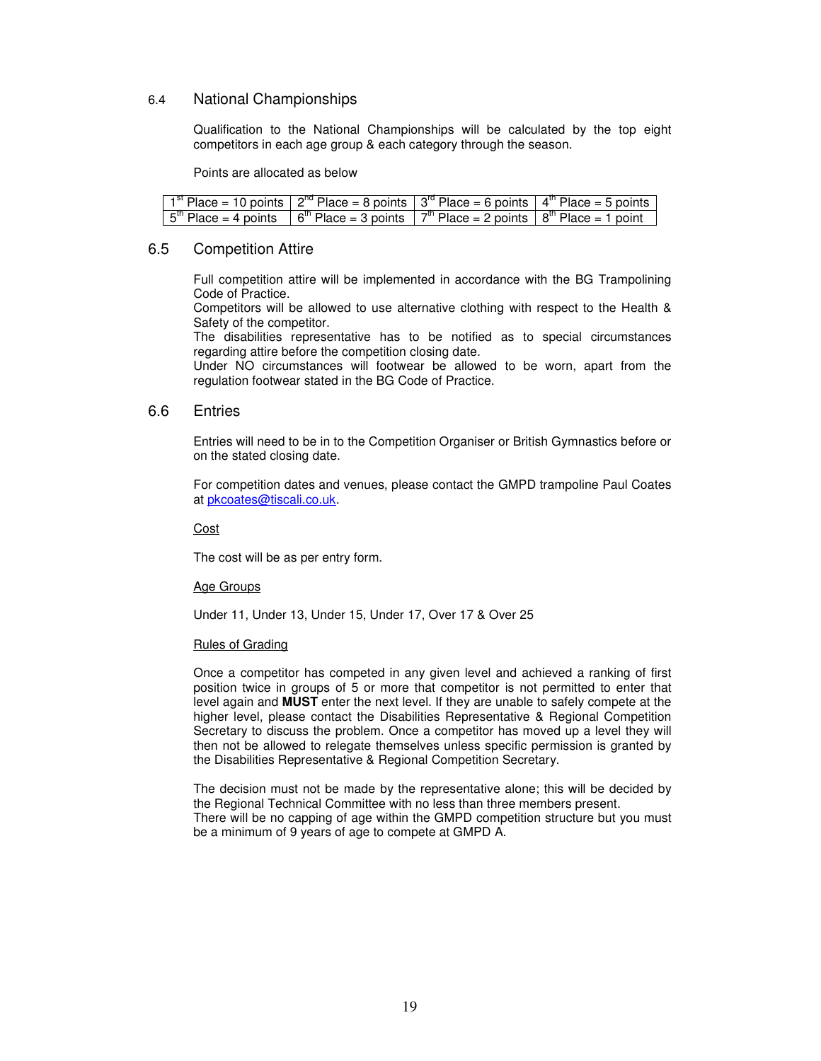### 6.4 National Championships

Qualification to the National Championships will be calculated by the top eight competitors in each age group & each category through the season.

Points are allocated as below

| | | | |
|---|---|---|---|
| 1st Place = 10 points | 2nd Place = 8 points | 3rd Place = 6 points | 4th Place = 5 points |
| 5th Place = 4 points | 6th Place = 3 points | 7th Place = 2 points | 8th Place = 1 point |

### 6.5 Competition Attire

Full competition attire will be implemented in accordance with the BG Trampolining Code of Practice.
Competitors will be allowed to use alternative clothing with respect to the Health & Safety of the competitor.
The disabilities representative has to be notified as to special circumstances regarding attire before the competition closing date.
Under NO circumstances will footwear be allowed to be worn, apart from the regulation footwear stated in the BG Code of Practice.

### 6.6 Entries

Entries will need to be in to the Competition Organiser or British Gymnastics before or on the stated closing date.

For competition dates and venues, please contact the GMPD trampoline Paul Coates at pkcoates@tiscali.co.uk.

Cost

The cost will be as per entry form.

Age Groups

Under 11, Under 13, Under 15, Under 17, Over 17 & Over 25

Rules of Grading

Once a competitor has competed in any given level and achieved a ranking of first position twice in groups of 5 or more that competitor is not permitted to enter that level again and **MUST** enter the next level. If they are unable to safely compete at the higher level, please contact the Disabilities Representative & Regional Competition Secretary to discuss the problem. Once a competitor has moved up a level they will then not be allowed to relegate themselves unless specific permission is granted by the Disabilities Representative & Regional Competition Secretary.

The decision must not be made by the representative alone; this will be decided by the Regional Technical Committee with no less than three members present.
There will be no capping of age within the GMPD competition structure but you must be a minimum of 9 years of age to compete at GMPD A.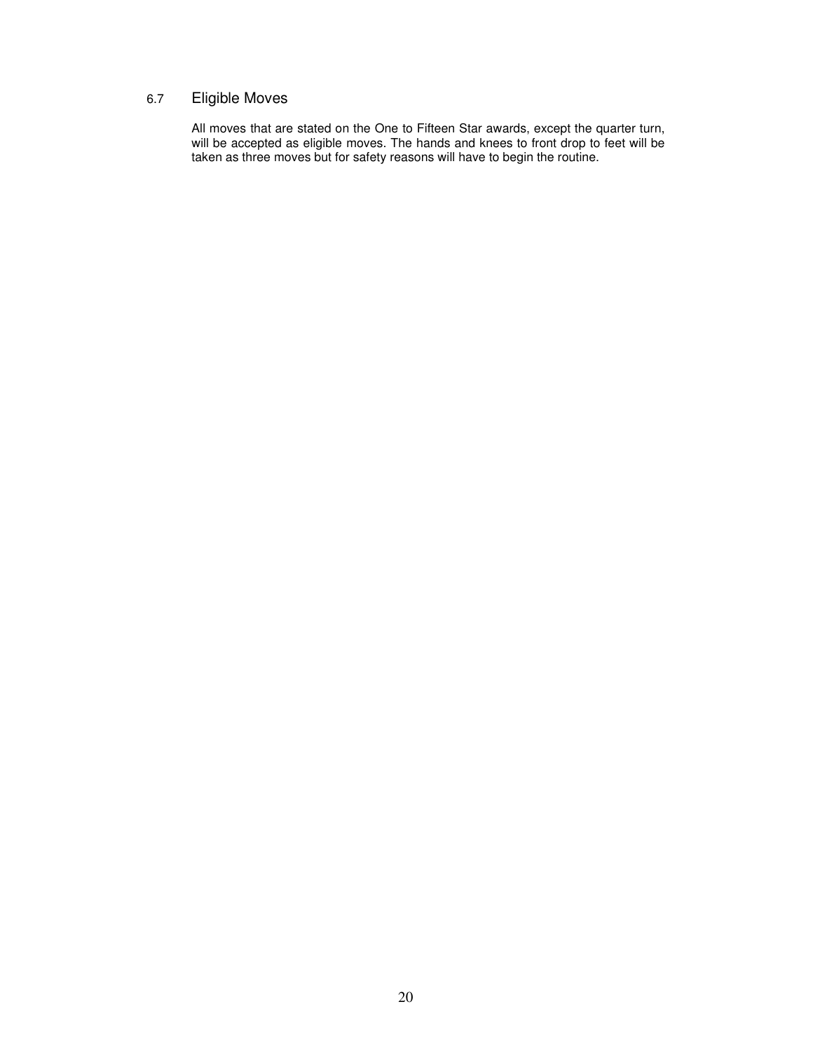### 6.7 Eligible Moves

All moves that are stated on the One to Fifteen Star awards, except the quarter turn, will be accepted as eligible moves. The hands and knees to front drop to feet will be taken as three moves but for safety reasons will have to begin the routine.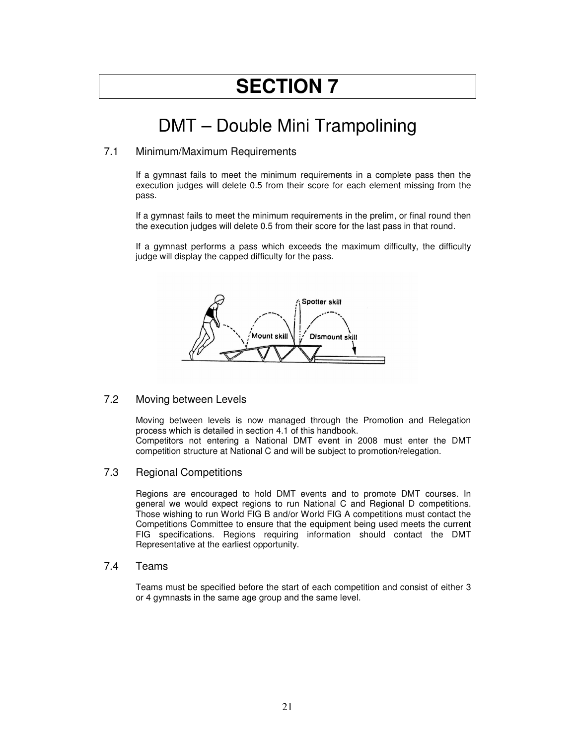# SECTION 7

# DMT – Double Mini Trampolining

## 7.1 Minimum/Maximum Requirements

If a gymnast fails to meet the minimum requirements in a complete pass then the execution judges will delete 0.5 from their score for each element missing from the pass.

If a gymnast fails to meet the minimum requirements in the prelim, or final round then the execution judges will delete 0.5 from their score for the last pass in that round.

If a gymnast performs a pass which exceeds the maximum difficulty, the difficulty judge will display the capped difficulty for the pass.

## 7.2 Moving between Levels

Moving between levels is now managed through the Promotion and Relegation process which is detailed in section 4.1 of this handbook.
Competitors not entering a National DMT event in 2008 must enter the DMT competition structure at National C and will be subject to promotion/relegation.

## 7.3 Regional Competitions

Regions are encouraged to hold DMT events and to promote DMT courses. In general we would expect regions to run National C and Regional D competitions. Those wishing to run World FIG B and/or World FIG A competitions must contact the Competitions Committee to ensure that the equipment being used meets the current FIG specifications. Regions requiring information should contact the DMT Representative at the earliest opportunity.

## 7.4 Teams

Teams must be specified before the start of each competition and consist of either 3 or 4 gymnasts in the same age group and the same level.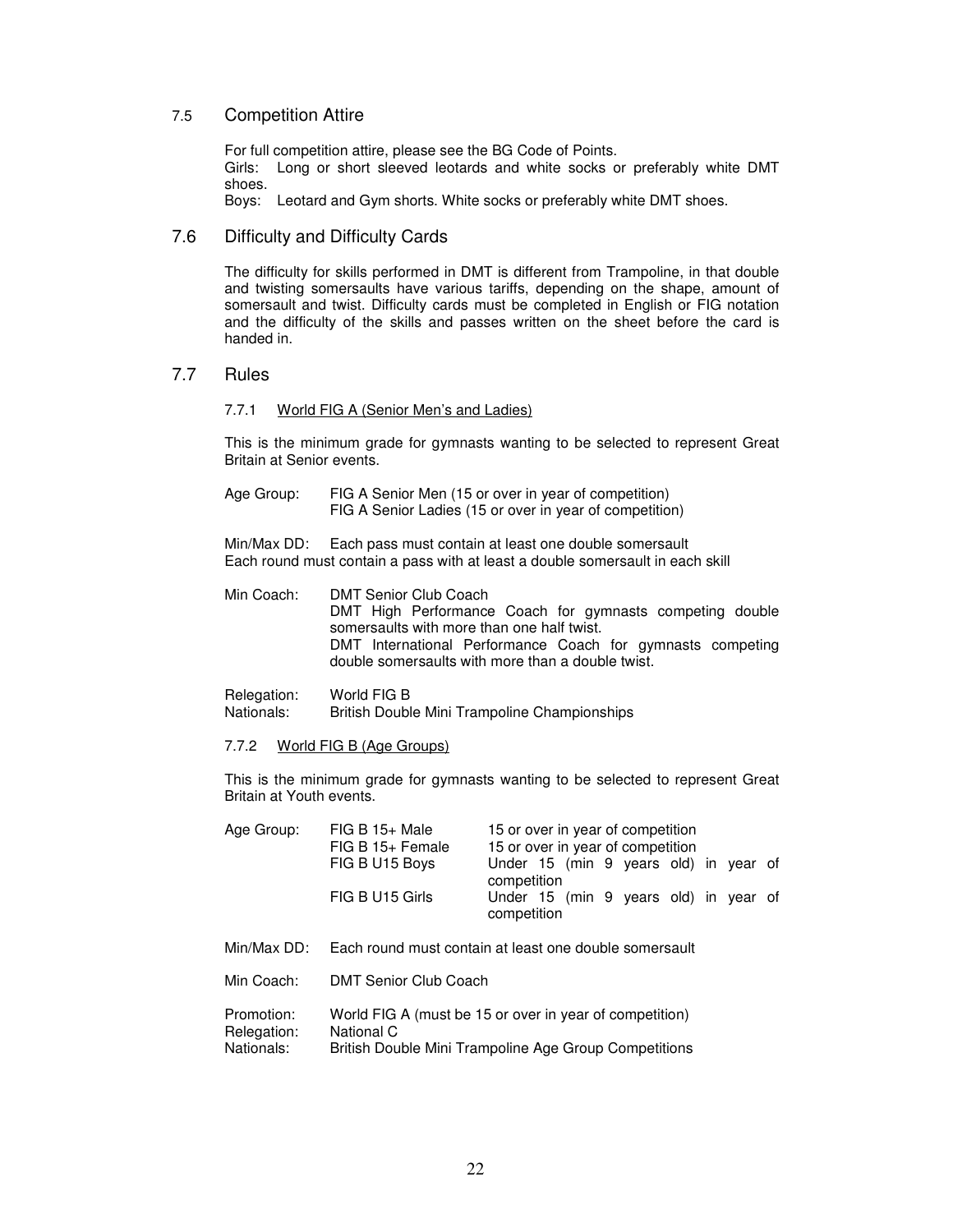## 7.5 Competition Attire

For full competition attire, please see the BG Code of Points.

Girls: Long or short sleeved leotards and white socks or preferably white DMT shoes.

Boys: Leotard and Gym shorts. White socks or preferably white DMT shoes.

## 7.6 Difficulty and Difficulty Cards

The difficulty for skills performed in DMT is different from Trampoline, in that double and twisting somersaults have various tariffs, depending on the shape, amount of somersault and twist. Difficulty cards must be completed in English or FIG notation and the difficulty of the skills and passes written on the sheet before the card is handed in.

## 7.7 Rules

### 7.7.1 World FIG A (Senior Men's and Ladies)

This is the minimum grade for gymnasts wanting to be selected to represent Great Britain at Senior events.

Age Group: FIG A Senior Men (15 or over in year of competition)
FIG A Senior Ladies (15 or over in year of competition)

Min/Max DD: Each pass must contain at least one double somersault
Each round must contain a pass with at least a double somersault in each skill

Min Coach: DMT Senior Club Coach
DMT High Performance Coach for gymnasts competing double somersaults with more than one half twist.
DMT International Performance Coach for gymnasts competing double somersaults with more than a double twist.

Relegation: World FIG B
Nationals: British Double Mini Trampoline Championships

### 7.7.2 World FIG B (Age Groups)

This is the minimum grade for gymnasts wanting to be selected to represent Great Britain at Youth events.

Age Group:

- FIG B 15+ Male — 15 or over in year of competition
- FIG B 15+ Female — 15 or over in year of competition
- FIG B U15 Boys — Under 15 (min 9 years old) in year of competition
- FIG B U15 Girls — Under 15 (min 9 years old) in year of competition

Min/Max DD: Each round must contain at least one double somersault

Min Coach: DMT Senior Club Coach

Promotion: World FIG A (must be 15 or over in year of competition)
Relegation: National C
Nationals: British Double Mini Trampoline Age Group Competitions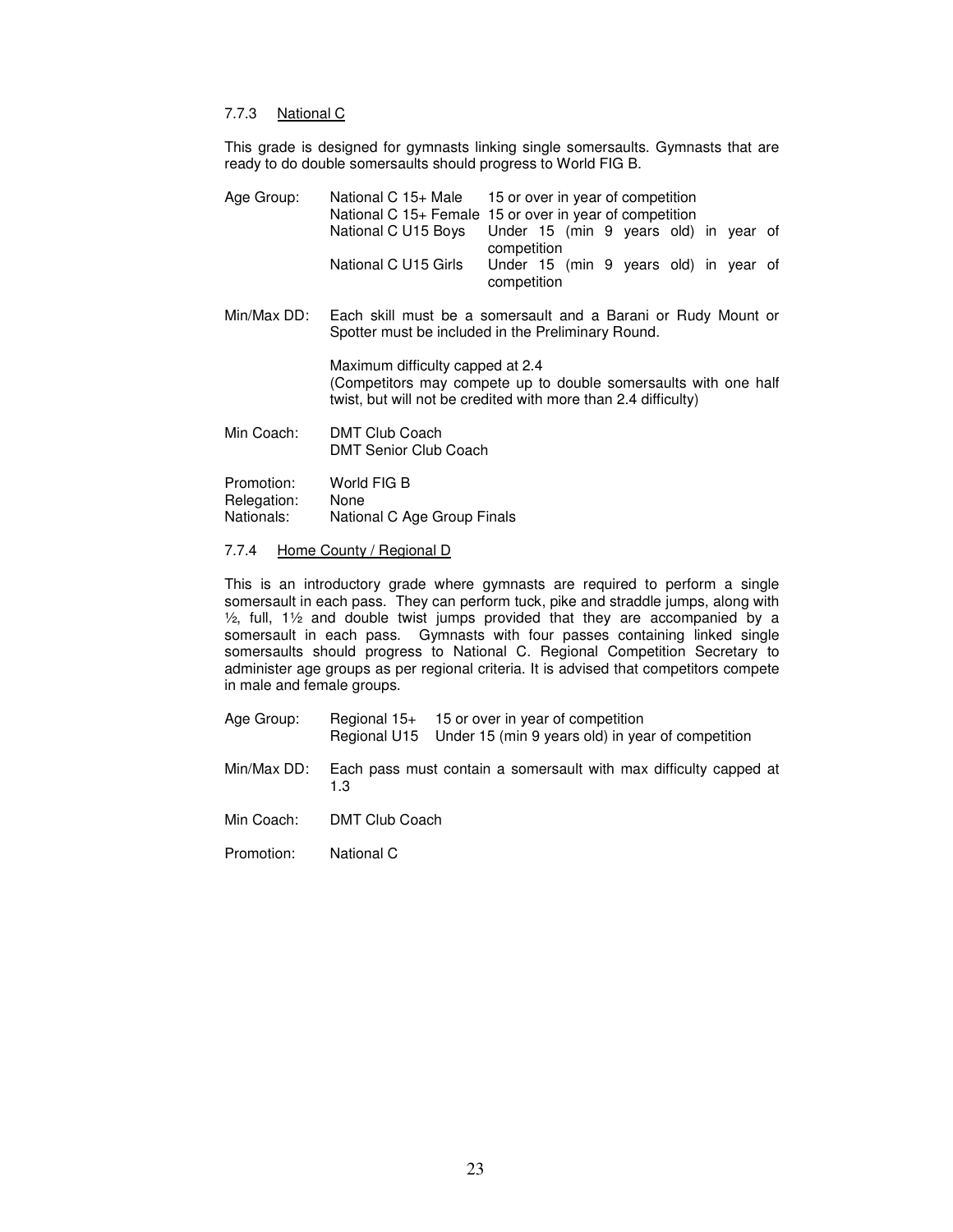### 7.7.3 National C

This grade is designed for gymnasts linking single somersaults. Gymnasts that are ready to do double somersaults should progress to World FIG B.

| | | |
|---|---|---|
| Age Group: | National C 15+ Male | 15 or over in year of competition |
| | National C 15+ Female | 15 or over in year of competition |
| | National C U15 Boys | Under 15 (min 9 years old) in year of competition |
| | National C U15 Girls | Under 15 (min 9 years old) in year of competition |

Min/Max DD: Each skill must be a somersault and a Barani or Rudy Mount or Spotter must be included in the Preliminary Round.

Maximum difficulty capped at 2.4
(Competitors may compete up to double somersaults with one half twist, but will not be credited with more than 2.4 difficulty)

Min Coach: DMT Club Coach
DMT Senior Club Coach

Promotion: World FIG B
Relegation: None
Nationals: National C Age Group Finals

### 7.7.4 Home County / Regional D

This is an introductory grade where gymnasts are required to perform a single somersault in each pass. They can perform tuck, pike and straddle jumps, along with ½, full, 1½ and double twist jumps provided that they are accompanied by a somersault in each pass. Gymnasts with four passes containing linked single somersaults should progress to National C. Regional Competition Secretary to administer age groups as per regional criteria. It is advised that competitors compete in male and female groups.

| | | |
|---|---|---|
| Age Group: | Regional 15+ | 15 or over in year of competition |
| | Regional U15 | Under 15 (min 9 years old) in year of competition |

Min/Max DD: Each pass must contain a somersault with max difficulty capped at 1.3

Min Coach: DMT Club Coach

Promotion: National C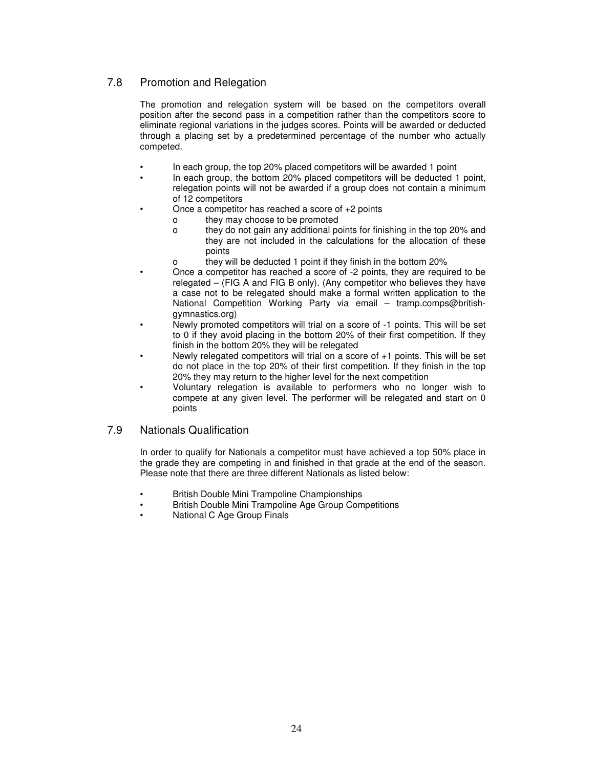## 7.8 Promotion and Relegation

The promotion and relegation system will be based on the competitors overall position after the second pass in a competition rather than the competitors score to eliminate regional variations in the judges scores. Points will be awarded or deducted through a placing set by a predetermined percentage of the number who actually competed.

- In each group, the top 20% placed competitors will be awarded 1 point
- In each group, the bottom 20% placed competitors will be deducted 1 point, relegation points will not be awarded if a group does not contain a minimum of 12 competitors
- Once a competitor has reached a score of +2 points
  - they may choose to be promoted
  - they do not gain any additional points for finishing in the top 20% and they are not included in the calculations for the allocation of these points
  - they will be deducted 1 point if they finish in the bottom 20%
- Once a competitor has reached a score of -2 points, they are required to be relegated – (FIG A and FIG B only). (Any competitor who believes they have a case not to be relegated should make a formal written application to the National Competition Working Party via email – tramp.comps@british-gymnastics.org)
- Newly promoted competitors will trial on a score of -1 points. This will be set to 0 if they avoid placing in the bottom 20% of their first competition. If they finish in the bottom 20% they will be relegated
- Newly relegated competitors will trial on a score of +1 points. This will be set do not place in the top 20% of their first competition. If they finish in the top 20% they may return to the higher level for the next competition
- Voluntary relegation is available to performers who no longer wish to compete at any given level. The performer will be relegated and start on 0 points

## 7.9 Nationals Qualification

In order to qualify for Nationals a competitor must have achieved a top 50% place in the grade they are competing in and finished in that grade at the end of the season. Please note that there are three different Nationals as listed below:

- British Double Mini Trampoline Championships
- British Double Mini Trampoline Age Group Competitions
- National C Age Group Finals